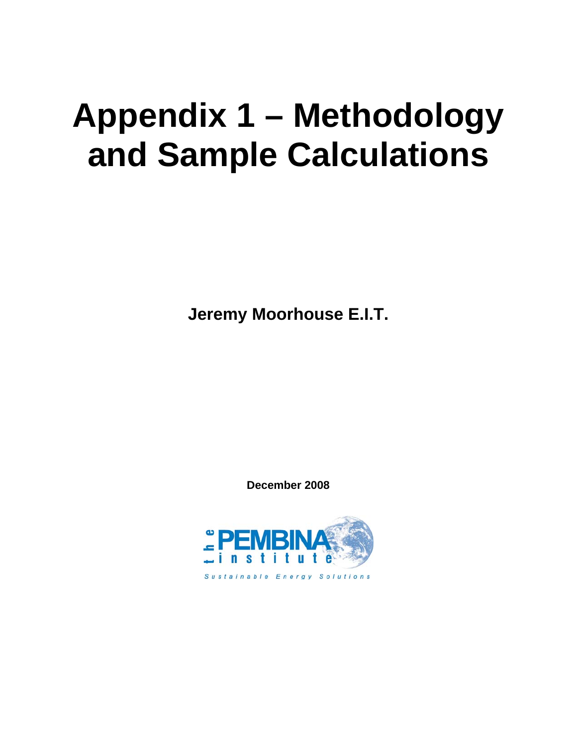# Appendix 1 – Methodology and Sample Calculations

**Jeremy Moorhouse E.I.T.**

**December 2008**

the PEMBINA institute

*Sustainable Energy Solutions*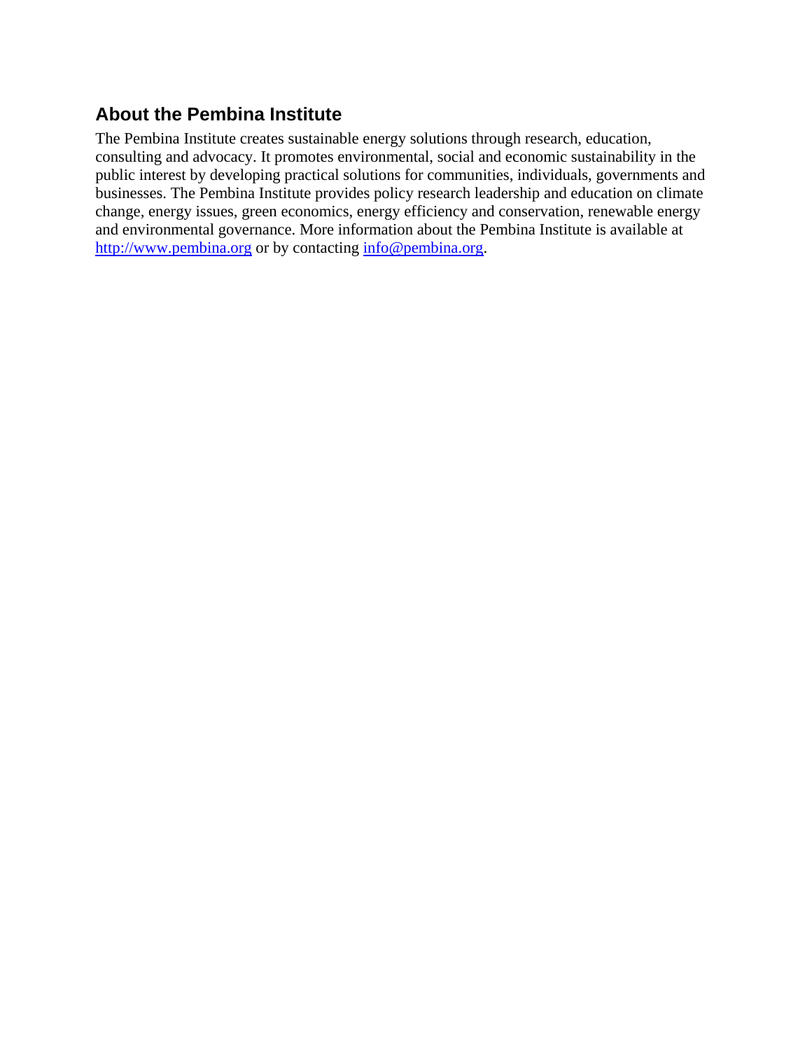## About the Pembina Institute

The Pembina Institute creates sustainable energy solutions through research, education, consulting and advocacy. It promotes environmental, social and economic sustainability in the public interest by developing practical solutions for communities, individuals, governments and businesses. The Pembina Institute provides policy research leadership and education on climate change, energy issues, green economics, energy efficiency and conservation, renewable energy and environmental governance. More information about the Pembina Institute is available at [http://www.pembina.org](http://www.pembina.org) or by contacting [info@pembina.org](mailto:info@pembina.org).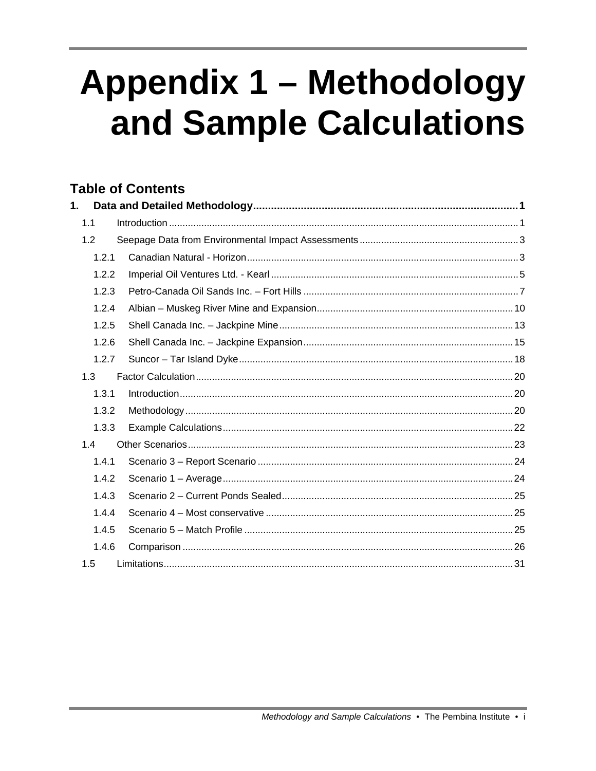# Appendix 1 – Methodology and Sample Calculations

## Table of Contents

**1. Data and Detailed Methodology ........ 1**

- 1.1 Introduction ........ 1
- 1.2 Seepage Data from Environmental Impact Assessments ........ 3
  - 1.2.1 Canadian Natural - Horizon ........ 3
  - 1.2.2 Imperial Oil Ventures Ltd. - Kearl ........ 5
  - 1.2.3 Petro-Canada Oil Sands Inc. – Fort Hills ........ 7
  - 1.2.4 Albian – Muskeg River Mine and Expansion ........ 10
  - 1.2.5 Shell Canada Inc. – Jackpine Mine ........ 13
  - 1.2.6 Shell Canada Inc. – Jackpine Expansion ........ 15
  - 1.2.7 Suncor – Tar Island Dyke ........ 18
- 1.3 Factor Calculation ........ 20
  - 1.3.1 Introduction ........ 20
  - 1.3.2 Methodology ........ 20
  - 1.3.3 Example Calculations ........ 22
- 1.4 Other Scenarios ........ 23
  - 1.4.1 Scenario 3 – Report Scenario ........ 24
  - 1.4.2 Scenario 1 – Average ........ 24
  - 1.4.3 Scenario 2 – Current Ponds Sealed ........ 25
  - 1.4.4 Scenario 4 – Most conservative ........ 25
  - 1.4.5 Scenario 5 – Match Profile ........ 25
  - 1.4.6 Comparison ........ 26
- 1.5 Limitations ........ 31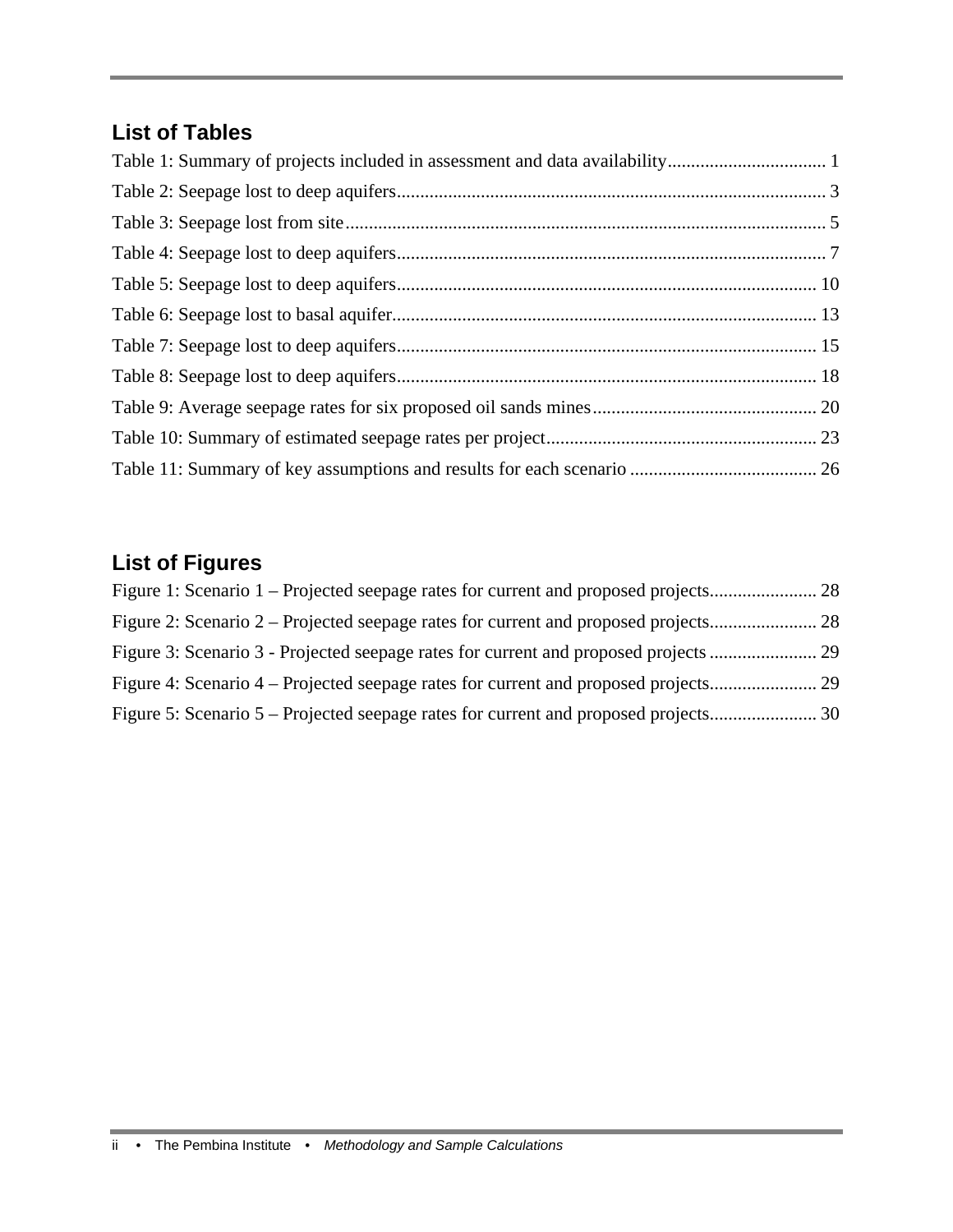## List of Tables

Table 1: Summary of projects included in assessment and data availability .................................. 1
Table 2: Seepage lost to deep aquifers ........................................................................................... 3
Table 3: Seepage lost from site ...................................................................................................... 5
Table 4: Seepage lost to deep aquifers ........................................................................................... 7
Table 5: Seepage lost to deep aquifers ......................................................................................... 10
Table 6: Seepage lost to basal aquifer .......................................................................................... 13
Table 7: Seepage lost to deep aquifers ......................................................................................... 15
Table 8: Seepage lost to deep aquifers ......................................................................................... 18
Table 9: Average seepage rates for six proposed oil sands mines ................................................ 20
Table 10: Summary of estimated seepage rates per project .......................................................... 23
Table 11: Summary of key assumptions and results for each scenario ........................................ 26

## List of Figures

Figure 1: Scenario 1 – Projected seepage rates for current and proposed projects ....................... 28
Figure 2: Scenario 2 – Projected seepage rates for current and proposed projects ....................... 28
Figure 3: Scenario 3 - Projected seepage rates for current and proposed projects ....................... 29
Figure 4: Scenario 4 – Projected seepage rates for current and proposed projects ....................... 29
Figure 5: Scenario 5 – Projected seepage rates for current and proposed projects ....................... 30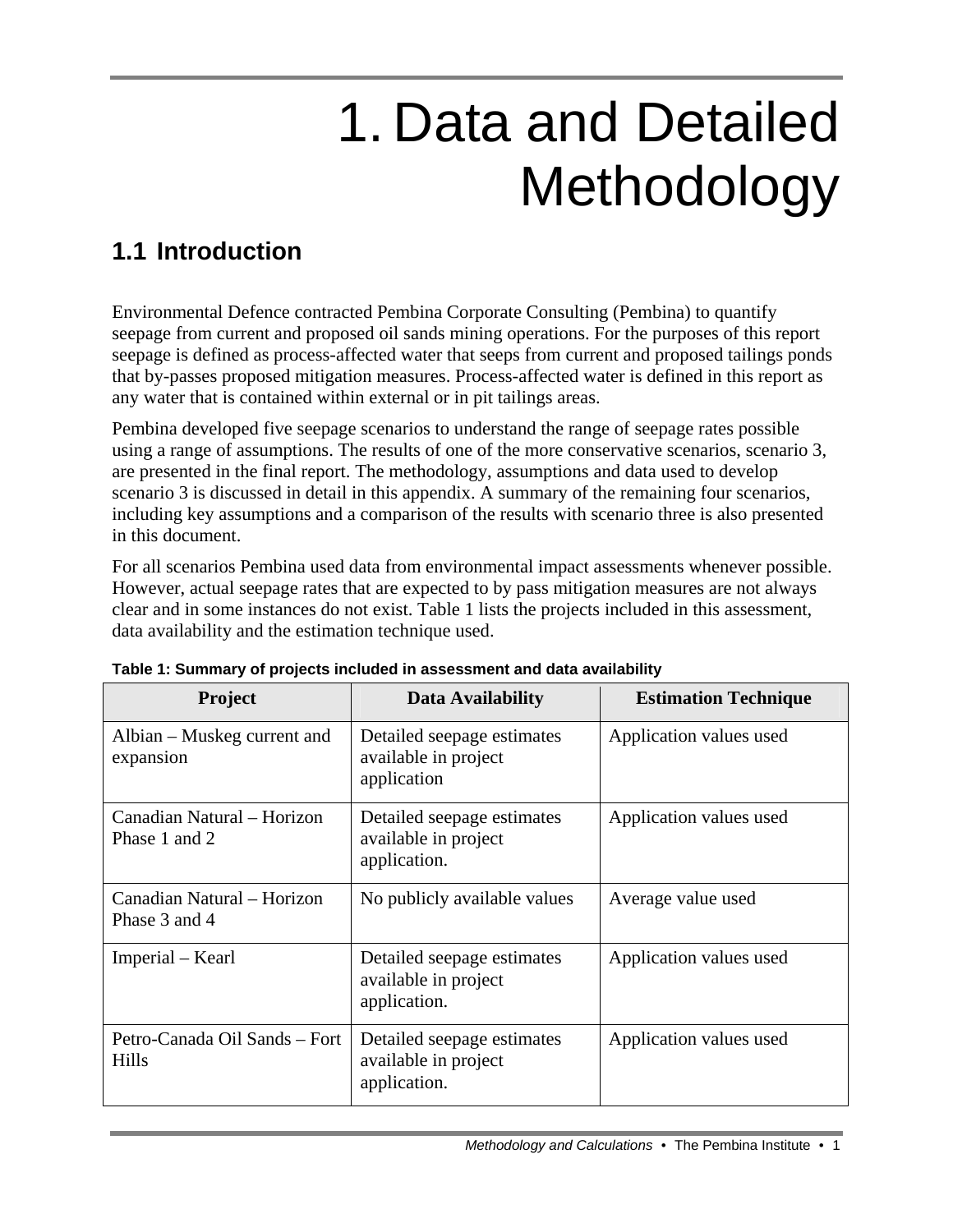# 1. Data and Detailed Methodology

## 1.1 Introduction

Environmental Defence contracted Pembina Corporate Consulting (Pembina) to quantify seepage from current and proposed oil sands mining operations. For the purposes of this report seepage is defined as process-affected water that seeps from current and proposed tailings ponds that by-passes proposed mitigation measures. Process-affected water is defined in this report as any water that is contained within external or in pit tailings areas.

Pembina developed five seepage scenarios to understand the range of seepage rates possible using a range of assumptions. The results of one of the more conservative scenarios, scenario 3, are presented in the final report. The methodology, assumptions and data used to develop scenario 3 is discussed in detail in this appendix. A summary of the remaining four scenarios, including key assumptions and a comparison of the results with scenario three is also presented in this document.

For all scenarios Pembina used data from environmental impact assessments whenever possible. However, actual seepage rates that are expected to by pass mitigation measures are not always clear and in some instances do not exist. Table 1 lists the projects included in this assessment, data availability and the estimation technique used.

**Table 1: Summary of projects included in assessment and data availability**

| Project | Data Availability | Estimation Technique |
|---|---|---|
| Albian – Muskeg current and expansion | Detailed seepage estimates available in project application | Application values used |
| Canadian Natural – Horizon Phase 1 and 2 | Detailed seepage estimates available in project application. | Application values used |
| Canadian Natural – Horizon Phase 3 and 4 | No publicly available values | Average value used |
| Imperial – Kearl | Detailed seepage estimates available in project application. | Application values used |
| Petro-Canada Oil Sands – Fort Hills | Detailed seepage estimates available in project application. | Application values used |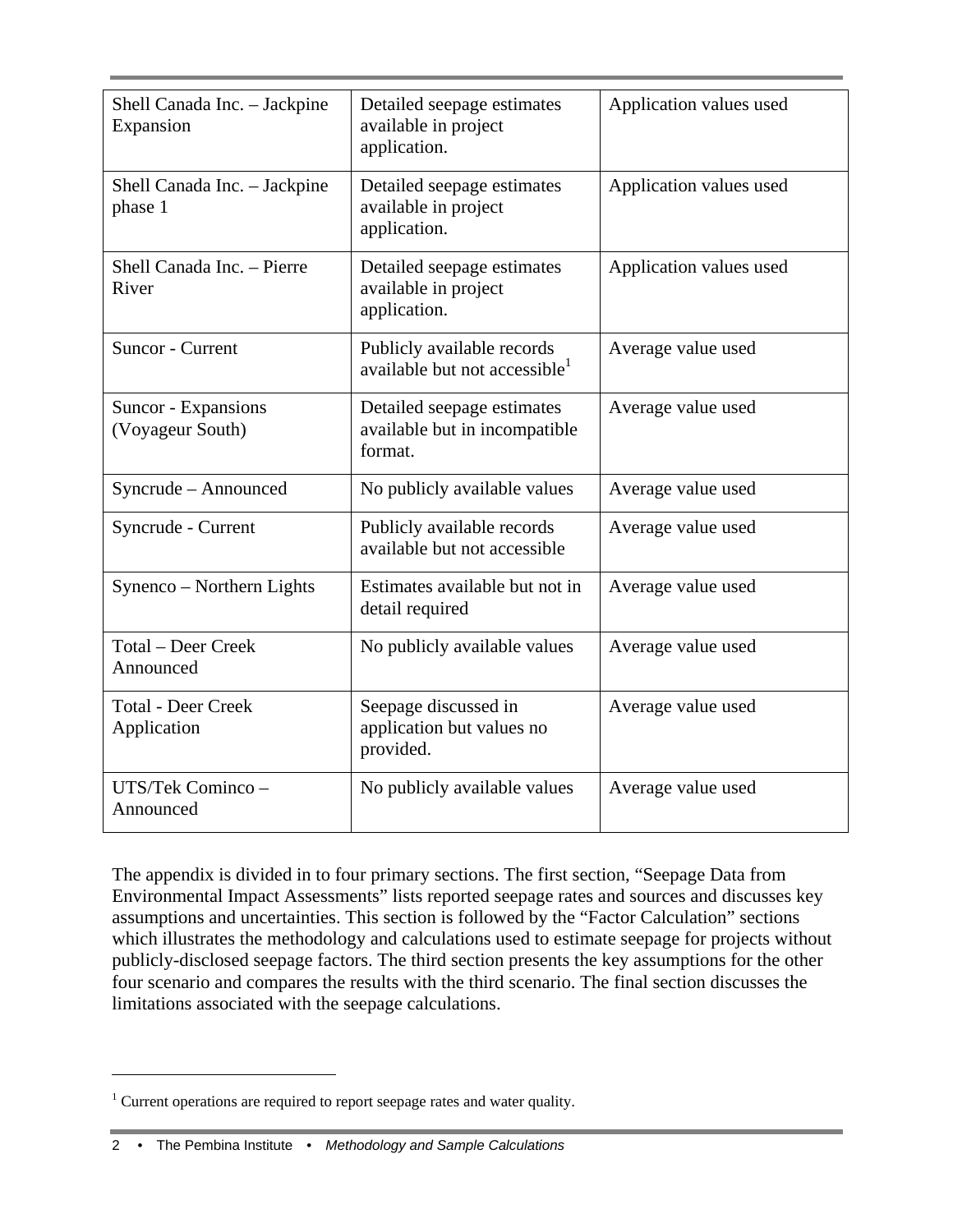| | | |
|---|---|---|
| Shell Canada Inc. – Jackpine Expansion | Detailed seepage estimates available in project application. | Application values used |
| Shell Canada Inc. – Jackpine phase 1 | Detailed seepage estimates available in project application. | Application values used |
| Shell Canada Inc. – Pierre River | Detailed seepage estimates available in project application. | Application values used |
| Suncor - Current | Publicly available records available but not accessible[1] | Average value used |
| Suncor - Expansions (Voyageur South) | Detailed seepage estimates available but in incompatible format. | Average value used |
| Syncrude – Announced | No publicly available values | Average value used |
| Syncrude - Current | Publicly available records available but not accessible | Average value used |
| Synenco – Northern Lights | Estimates available but not in detail required | Average value used |
| Total – Deer Creek Announced | No publicly available values | Average value used |
| Total - Deer Creek Application | Seepage discussed in application but values no provided. | Average value used |
| UTS/Tek Cominco – Announced | No publicly available values | Average value used |

The appendix is divided in to four primary sections. The first section, "Seepage Data from Environmental Impact Assessments" lists reported seepage rates and sources and discusses key assumptions and uncertainties. This section is followed by the "Factor Calculation" sections which illustrates the methodology and calculations used to estimate seepage for projects without publicly-disclosed seepage factors. The third section presents the key assumptions for the other four scenario and compares the results with the third scenario. The final section discusses the limitations associated with the seepage calculations.

[1] Current operations are required to report seepage rates and water quality.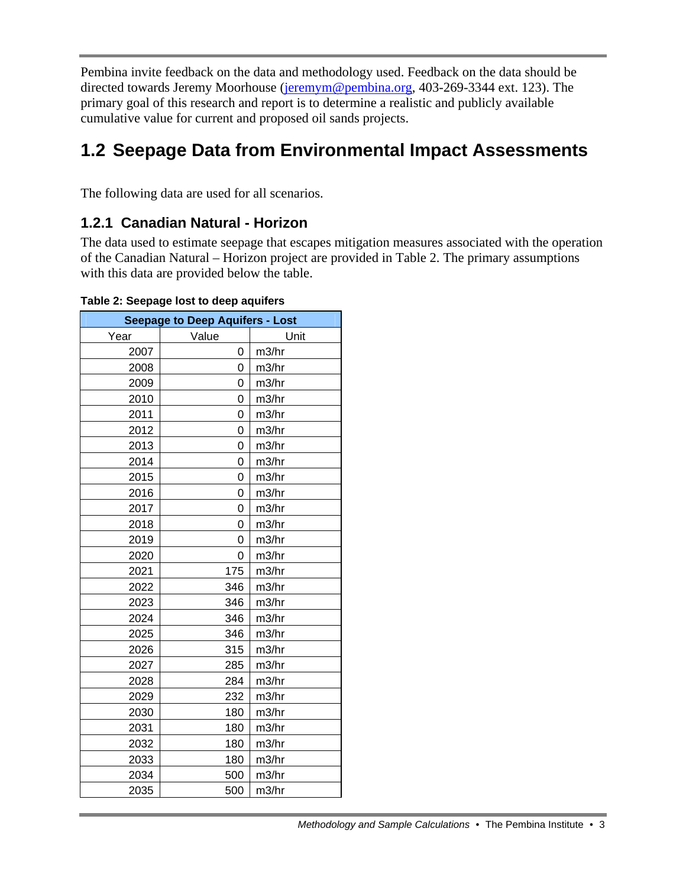Pembina invite feedback on the data and methodology used. Feedback on the data should be directed towards Jeremy Moorhouse (jeremym@pembina.org, 403-269-3344 ext. 123). The primary goal of this research and report is to determine a realistic and publicly available cumulative value for current and proposed oil sands projects.

## 1.2 Seepage Data from Environmental Impact Assessments

The following data are used for all scenarios.

### 1.2.1 Canadian Natural - Horizon

The data used to estimate seepage that escapes mitigation measures associated with the operation of the Canadian Natural – Horizon project are provided in Table 2. The primary assumptions with this data are provided below the table.

**Table 2: Seepage lost to deep aquifers**

| Seepage to Deep Aquifers - Lost | | |
|---|---|---|
| Year | Value | Unit |
| 2007 | 0 | m3/hr |
| 2008 | 0 | m3/hr |
| 2009 | 0 | m3/hr |
| 2010 | 0 | m3/hr |
| 2011 | 0 | m3/hr |
| 2012 | 0 | m3/hr |
| 2013 | 0 | m3/hr |
| 2014 | 0 | m3/hr |
| 2015 | 0 | m3/hr |
| 2016 | 0 | m3/hr |
| 2017 | 0 | m3/hr |
| 2018 | 0 | m3/hr |
| 2019 | 0 | m3/hr |
| 2020 | 0 | m3/hr |
| 2021 | 175 | m3/hr |
| 2022 | 346 | m3/hr |
| 2023 | 346 | m3/hr |
| 2024 | 346 | m3/hr |
| 2025 | 346 | m3/hr |
| 2026 | 315 | m3/hr |
| 2027 | 285 | m3/hr |
| 2028 | 284 | m3/hr |
| 2029 | 232 | m3/hr |
| 2030 | 180 | m3/hr |
| 2031 | 180 | m3/hr |
| 2032 | 180 | m3/hr |
| 2033 | 180 | m3/hr |
| 2034 | 500 | m3/hr |
| 2035 | 500 | m3/hr |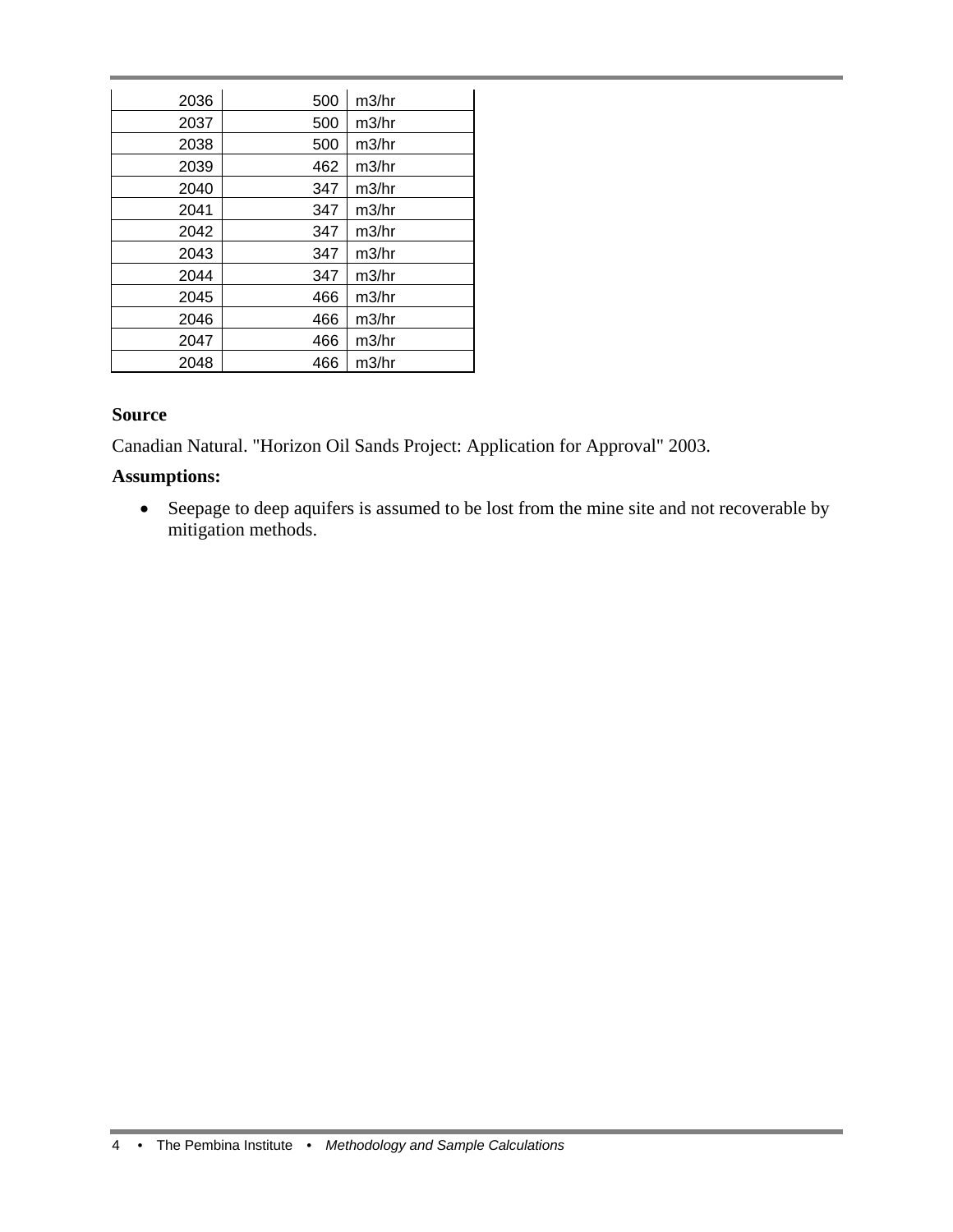| | | |
|---|---|---|
| 2036 | 500 | m3/hr |
| 2037 | 500 | m3/hr |
| 2038 | 500 | m3/hr |
| 2039 | 462 | m3/hr |
| 2040 | 347 | m3/hr |
| 2041 | 347 | m3/hr |
| 2042 | 347 | m3/hr |
| 2043 | 347 | m3/hr |
| 2044 | 347 | m3/hr |
| 2045 | 466 | m3/hr |
| 2046 | 466 | m3/hr |
| 2047 | 466 | m3/hr |
| 2048 | 466 | m3/hr |

**Source**

Canadian Natural. "Horizon Oil Sands Project: Application for Approval" 2003.

**Assumptions:**

- Seepage to deep aquifers is assumed to be lost from the mine site and not recoverable by mitigation methods.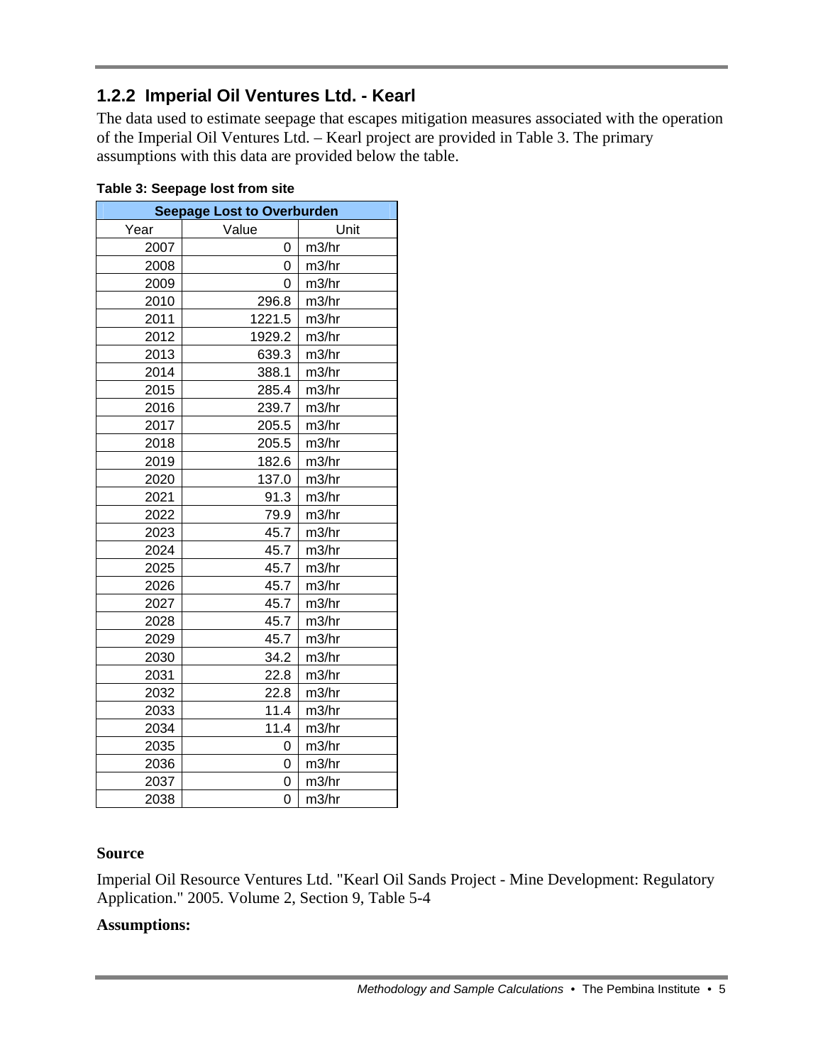### 1.2.2 Imperial Oil Ventures Ltd. - Kearl

The data used to estimate seepage that escapes mitigation measures associated with the operation of the Imperial Oil Ventures Ltd. – Kearl project are provided in Table 3. The primary assumptions with this data are provided below the table.

**Table 3: Seepage lost from site**

| Seepage Lost to Overburden | | |
|---|---|---|
| Year | Value | Unit |
| 2007 | 0 | m3/hr |
| 2008 | 0 | m3/hr |
| 2009 | 0 | m3/hr |
| 2010 | 296.8 | m3/hr |
| 2011 | 1221.5 | m3/hr |
| 2012 | 1929.2 | m3/hr |
| 2013 | 639.3 | m3/hr |
| 2014 | 388.1 | m3/hr |
| 2015 | 285.4 | m3/hr |
| 2016 | 239.7 | m3/hr |
| 2017 | 205.5 | m3/hr |
| 2018 | 205.5 | m3/hr |
| 2019 | 182.6 | m3/hr |
| 2020 | 137.0 | m3/hr |
| 2021 | 91.3 | m3/hr |
| 2022 | 79.9 | m3/hr |
| 2023 | 45.7 | m3/hr |
| 2024 | 45.7 | m3/hr |
| 2025 | 45.7 | m3/hr |
| 2026 | 45.7 | m3/hr |
| 2027 | 45.7 | m3/hr |
| 2028 | 45.7 | m3/hr |
| 2029 | 45.7 | m3/hr |
| 2030 | 34.2 | m3/hr |
| 2031 | 22.8 | m3/hr |
| 2032 | 22.8 | m3/hr |
| 2033 | 11.4 | m3/hr |
| 2034 | 11.4 | m3/hr |
| 2035 | 0 | m3/hr |
| 2036 | 0 | m3/hr |
| 2037 | 0 | m3/hr |
| 2038 | 0 | m3/hr |

**Source**

Imperial Oil Resource Ventures Ltd. "Kearl Oil Sands Project - Mine Development: Regulatory Application." 2005. Volume 2, Section 9, Table 5-4

**Assumptions:**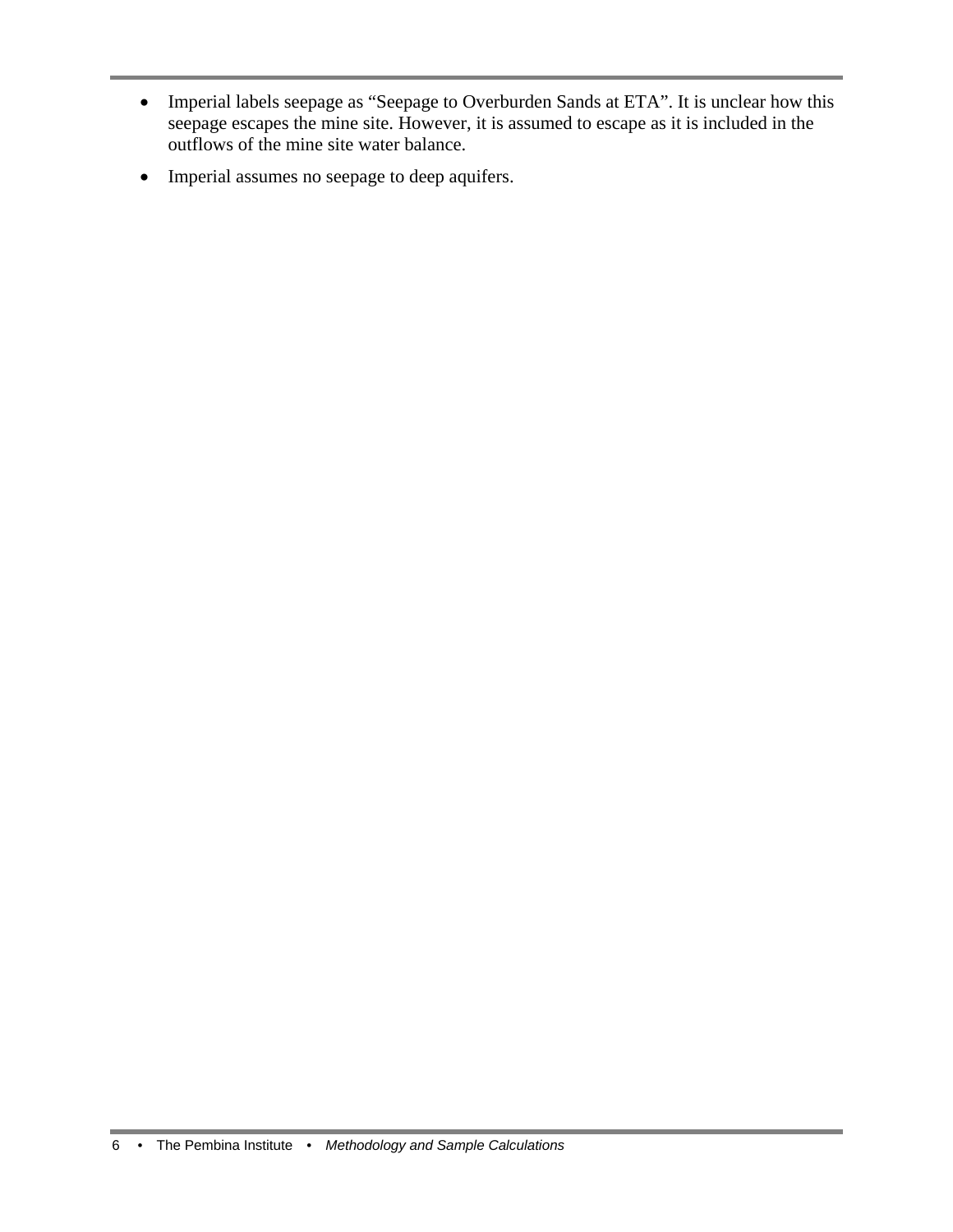- Imperial labels seepage as “Seepage to Overburden Sands at ETA”. It is unclear how this seepage escapes the mine site. However, it is assumed to escape as it is included in the outflows of the mine site water balance.
- Imperial assumes no seepage to deep aquifers.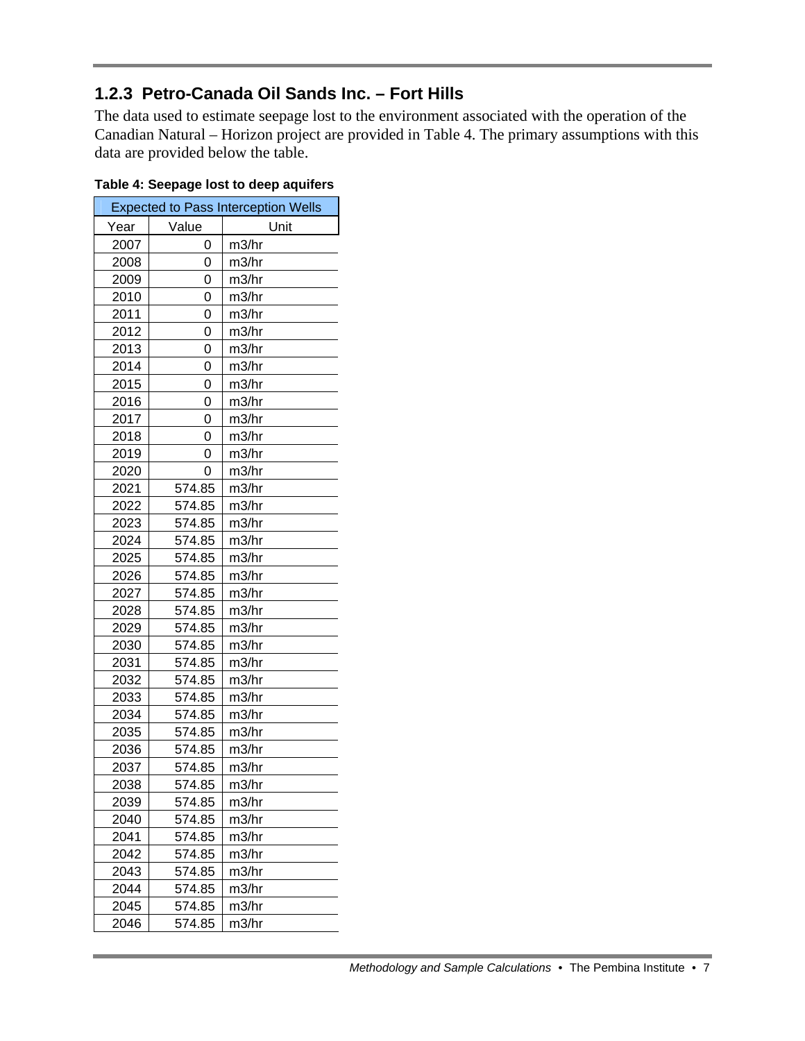### 1.2.3 Petro-Canada Oil Sands Inc. – Fort Hills

The data used to estimate seepage lost to the environment associated with the operation of the Canadian Natural – Horizon project are provided in Table 4. The primary assumptions with this data are provided below the table.

**Table 4: Seepage lost to deep aquifers**

| Expected to Pass Interception Wells | | |
|---|---|---|
| Year | Value | Unit |
| 2007 | 0 | m3/hr |
| 2008 | 0 | m3/hr |
| 2009 | 0 | m3/hr |
| 2010 | 0 | m3/hr |
| 2011 | 0 | m3/hr |
| 2012 | 0 | m3/hr |
| 2013 | 0 | m3/hr |
| 2014 | 0 | m3/hr |
| 2015 | 0 | m3/hr |
| 2016 | 0 | m3/hr |
| 2017 | 0 | m3/hr |
| 2018 | 0 | m3/hr |
| 2019 | 0 | m3/hr |
| 2020 | 0 | m3/hr |
| 2021 | 574.85 | m3/hr |
| 2022 | 574.85 | m3/hr |
| 2023 | 574.85 | m3/hr |
| 2024 | 574.85 | m3/hr |
| 2025 | 574.85 | m3/hr |
| 2026 | 574.85 | m3/hr |
| 2027 | 574.85 | m3/hr |
| 2028 | 574.85 | m3/hr |
| 2029 | 574.85 | m3/hr |
| 2030 | 574.85 | m3/hr |
| 2031 | 574.85 | m3/hr |
| 2032 | 574.85 | m3/hr |
| 2033 | 574.85 | m3/hr |
| 2034 | 574.85 | m3/hr |
| 2035 | 574.85 | m3/hr |
| 2036 | 574.85 | m3/hr |
| 2037 | 574.85 | m3/hr |
| 2038 | 574.85 | m3/hr |
| 2039 | 574.85 | m3/hr |
| 2040 | 574.85 | m3/hr |
| 2041 | 574.85 | m3/hr |
| 2042 | 574.85 | m3/hr |
| 2043 | 574.85 | m3/hr |
| 2044 | 574.85 | m3/hr |
| 2045 | 574.85 | m3/hr |
| 2046 | 574.85 | m3/hr |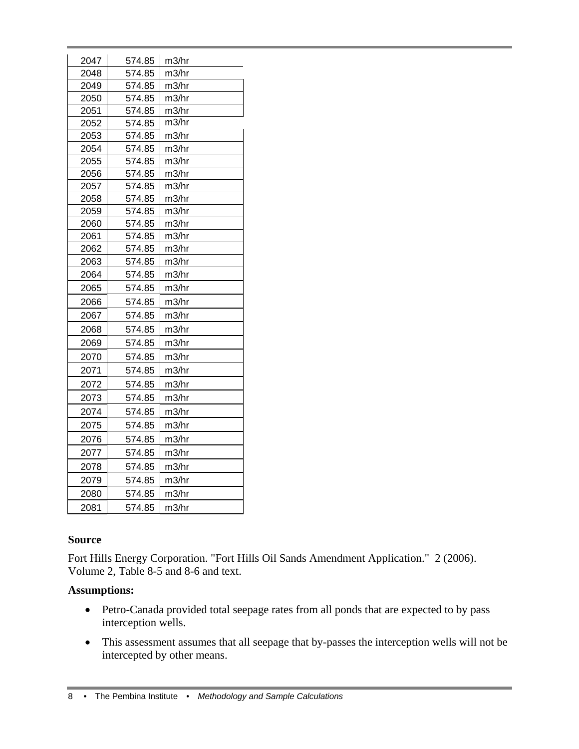| 2047 | 574.85 | m3/hr |
|---|---|---|
| 2048 | 574.85 | m3/hr |
| 2049 | 574.85 | m3/hr |
| 2050 | 574.85 | m3/hr |
| 2051 | 574.85 | m3/hr |
| 2052 | 574.85 | m3/hr |
| 2053 | 574.85 | m3/hr |
| 2054 | 574.85 | m3/hr |
| 2055 | 574.85 | m3/hr |
| 2056 | 574.85 | m3/hr |
| 2057 | 574.85 | m3/hr |
| 2058 | 574.85 | m3/hr |
| 2059 | 574.85 | m3/hr |
| 2060 | 574.85 | m3/hr |
| 2061 | 574.85 | m3/hr |
| 2062 | 574.85 | m3/hr |
| 2063 | 574.85 | m3/hr |
| 2064 | 574.85 | m3/hr |
| 2065 | 574.85 | m3/hr |
| 2066 | 574.85 | m3/hr |
| 2067 | 574.85 | m3/hr |
| 2068 | 574.85 | m3/hr |
| 2069 | 574.85 | m3/hr |
| 2070 | 574.85 | m3/hr |
| 2071 | 574.85 | m3/hr |
| 2072 | 574.85 | m3/hr |
| 2073 | 574.85 | m3/hr |
| 2074 | 574.85 | m3/hr |
| 2075 | 574.85 | m3/hr |
| 2076 | 574.85 | m3/hr |
| 2077 | 574.85 | m3/hr |
| 2078 | 574.85 | m3/hr |
| 2079 | 574.85 | m3/hr |
| 2080 | 574.85 | m3/hr |
| 2081 | 574.85 | m3/hr |

**Source**

Fort Hills Energy Corporation. "Fort Hills Oil Sands Amendment Application." 2 (2006). Volume 2, Table 8-5 and 8-6 and text.

**Assumptions:**

- Petro-Canada provided total seepage rates from all ponds that are expected to by pass interception wells.
- This assessment assumes that all seepage that by-passes the interception wells will not be intercepted by other means.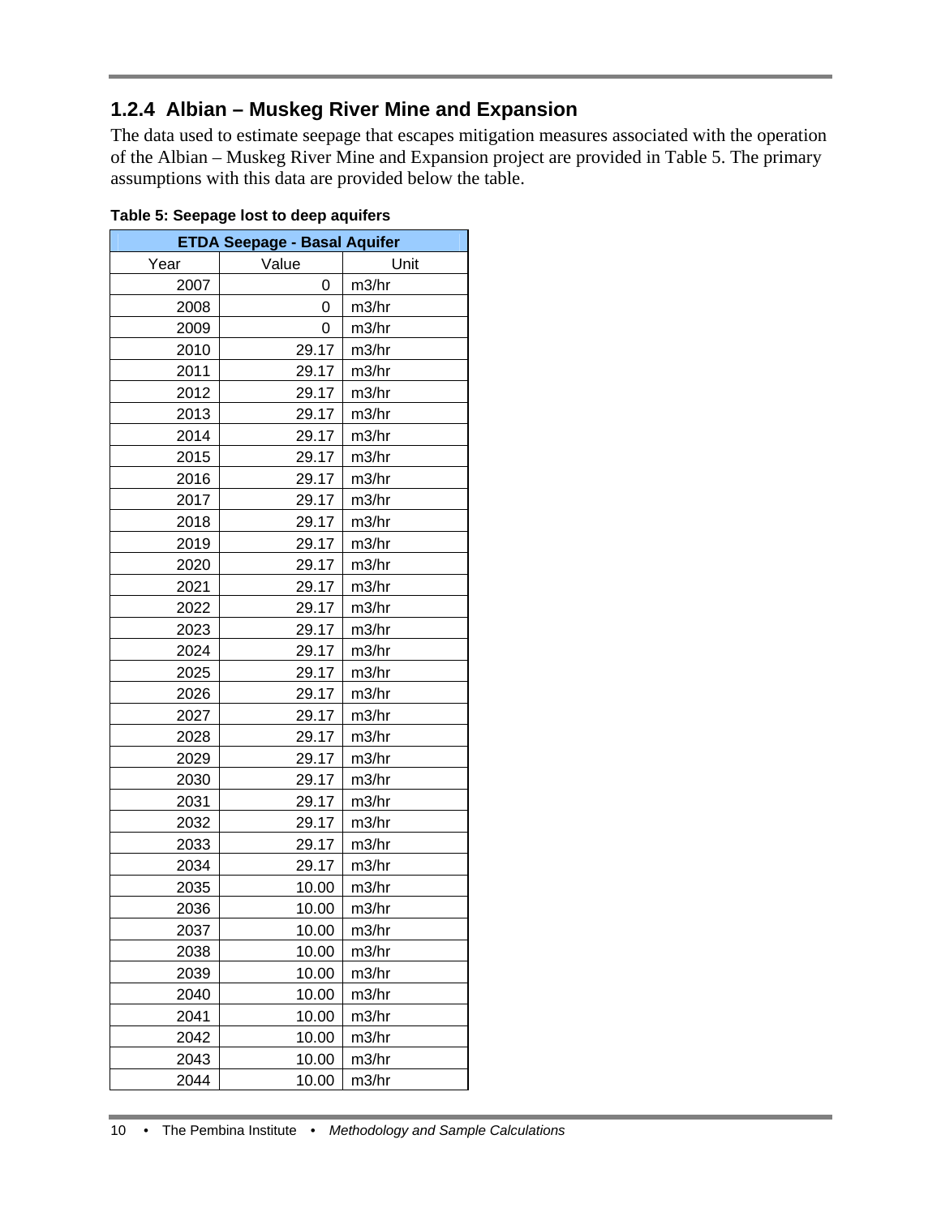### 1.2.4 Albian – Muskeg River Mine and Expansion

The data used to estimate seepage that escapes mitigation measures associated with the operation of the Albian – Muskeg River Mine and Expansion project are provided in Table 5. The primary assumptions with this data are provided below the table.

**Table 5: Seepage lost to deep aquifers**

| ETDA Seepage - Basal Aquifer | | |
|---|---|---|
| Year | Value | Unit |
| 2007 | 0 | m3/hr |
| 2008 | 0 | m3/hr |
| 2009 | 0 | m3/hr |
| 2010 | 29.17 | m3/hr |
| 2011 | 29.17 | m3/hr |
| 2012 | 29.17 | m3/hr |
| 2013 | 29.17 | m3/hr |
| 2014 | 29.17 | m3/hr |
| 2015 | 29.17 | m3/hr |
| 2016 | 29.17 | m3/hr |
| 2017 | 29.17 | m3/hr |
| 2018 | 29.17 | m3/hr |
| 2019 | 29.17 | m3/hr |
| 2020 | 29.17 | m3/hr |
| 2021 | 29.17 | m3/hr |
| 2022 | 29.17 | m3/hr |
| 2023 | 29.17 | m3/hr |
| 2024 | 29.17 | m3/hr |
| 2025 | 29.17 | m3/hr |
| 2026 | 29.17 | m3/hr |
| 2027 | 29.17 | m3/hr |
| 2028 | 29.17 | m3/hr |
| 2029 | 29.17 | m3/hr |
| 2030 | 29.17 | m3/hr |
| 2031 | 29.17 | m3/hr |
| 2032 | 29.17 | m3/hr |
| 2033 | 29.17 | m3/hr |
| 2034 | 29.17 | m3/hr |
| 2035 | 10.00 | m3/hr |
| 2036 | 10.00 | m3/hr |
| 2037 | 10.00 | m3/hr |
| 2038 | 10.00 | m3/hr |
| 2039 | 10.00 | m3/hr |
| 2040 | 10.00 | m3/hr |
| 2041 | 10.00 | m3/hr |
| 2042 | 10.00 | m3/hr |
| 2043 | 10.00 | m3/hr |
| 2044 | 10.00 | m3/hr |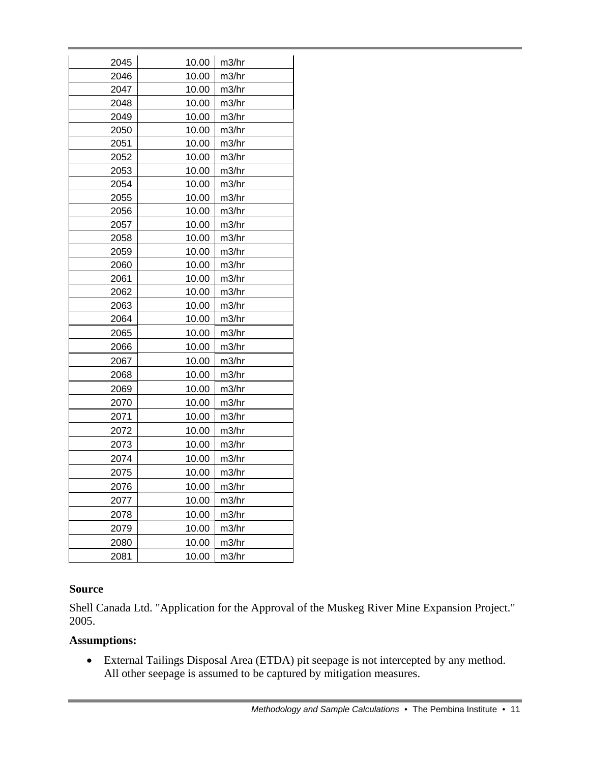| | | |
|---|---|---|
| 2045 | 10.00 | m3/hr |
| 2046 | 10.00 | m3/hr |
| 2047 | 10.00 | m3/hr |
| 2048 | 10.00 | m3/hr |
| 2049 | 10.00 | m3/hr |
| 2050 | 10.00 | m3/hr |
| 2051 | 10.00 | m3/hr |
| 2052 | 10.00 | m3/hr |
| 2053 | 10.00 | m3/hr |
| 2054 | 10.00 | m3/hr |
| 2055 | 10.00 | m3/hr |
| 2056 | 10.00 | m3/hr |
| 2057 | 10.00 | m3/hr |
| 2058 | 10.00 | m3/hr |
| 2059 | 10.00 | m3/hr |
| 2060 | 10.00 | m3/hr |
| 2061 | 10.00 | m3/hr |
| 2062 | 10.00 | m3/hr |
| 2063 | 10.00 | m3/hr |
| 2064 | 10.00 | m3/hr |
| 2065 | 10.00 | m3/hr |
| 2066 | 10.00 | m3/hr |
| 2067 | 10.00 | m3/hr |
| 2068 | 10.00 | m3/hr |
| 2069 | 10.00 | m3/hr |
| 2070 | 10.00 | m3/hr |
| 2071 | 10.00 | m3/hr |
| 2072 | 10.00 | m3/hr |
| 2073 | 10.00 | m3/hr |
| 2074 | 10.00 | m3/hr |
| 2075 | 10.00 | m3/hr |
| 2076 | 10.00 | m3/hr |
| 2077 | 10.00 | m3/hr |
| 2078 | 10.00 | m3/hr |
| 2079 | 10.00 | m3/hr |
| 2080 | 10.00 | m3/hr |
| 2081 | 10.00 | m3/hr |

**Source**

Shell Canada Ltd. "Application for the Approval of the Muskeg River Mine Expansion Project." 2005.

**Assumptions:**

- External Tailings Disposal Area (ETDA) pit seepage is not intercepted by any method. All other seepage is assumed to be captured by mitigation measures.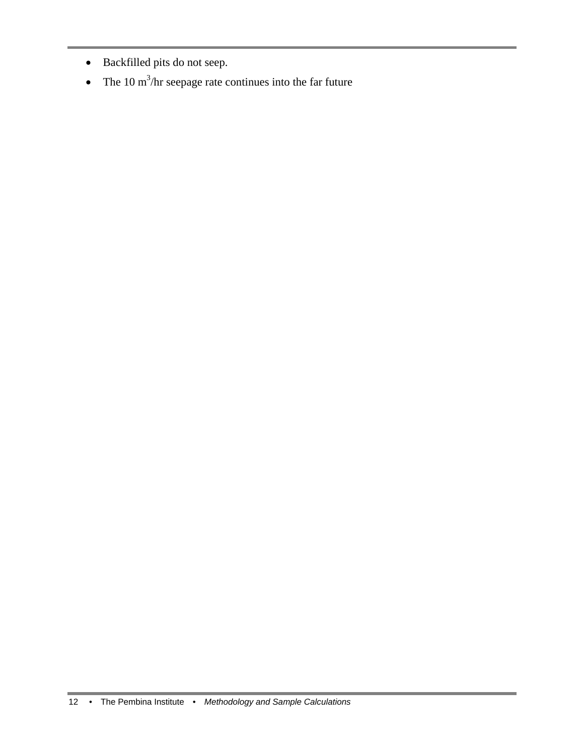- Backfilled pits do not seep.
- The 10 $m^3$/hr seepage rate continues into the far future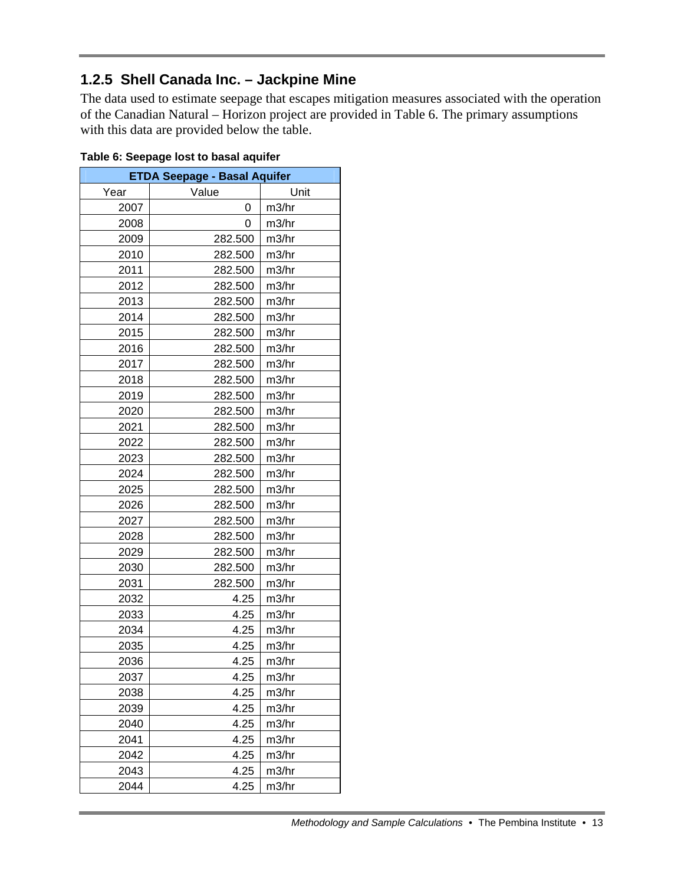### 1.2.5 Shell Canada Inc. – Jackpine Mine

The data used to estimate seepage that escapes mitigation measures associated with the operation of the Canadian Natural – Horizon project are provided in Table 6. The primary assumptions with this data are provided below the table.

**Table 6: Seepage lost to basal aquifer**

| ETDA Seepage - Basal Aquifer | | |
|---|---|---|
| Year | Value | Unit |
| 2007 | 0 | m3/hr |
| 2008 | 0 | m3/hr |
| 2009 | 282.500 | m3/hr |
| 2010 | 282.500 | m3/hr |
| 2011 | 282.500 | m3/hr |
| 2012 | 282.500 | m3/hr |
| 2013 | 282.500 | m3/hr |
| 2014 | 282.500 | m3/hr |
| 2015 | 282.500 | m3/hr |
| 2016 | 282.500 | m3/hr |
| 2017 | 282.500 | m3/hr |
| 2018 | 282.500 | m3/hr |
| 2019 | 282.500 | m3/hr |
| 2020 | 282.500 | m3/hr |
| 2021 | 282.500 | m3/hr |
| 2022 | 282.500 | m3/hr |
| 2023 | 282.500 | m3/hr |
| 2024 | 282.500 | m3/hr |
| 2025 | 282.500 | m3/hr |
| 2026 | 282.500 | m3/hr |
| 2027 | 282.500 | m3/hr |
| 2028 | 282.500 | m3/hr |
| 2029 | 282.500 | m3/hr |
| 2030 | 282.500 | m3/hr |
| 2031 | 282.500 | m3/hr |
| 2032 | 4.25 | m3/hr |
| 2033 | 4.25 | m3/hr |
| 2034 | 4.25 | m3/hr |
| 2035 | 4.25 | m3/hr |
| 2036 | 4.25 | m3/hr |
| 2037 | 4.25 | m3/hr |
| 2038 | 4.25 | m3/hr |
| 2039 | 4.25 | m3/hr |
| 2040 | 4.25 | m3/hr |
| 2041 | 4.25 | m3/hr |
| 2042 | 4.25 | m3/hr |
| 2043 | 4.25 | m3/hr |
| 2044 | 4.25 | m3/hr |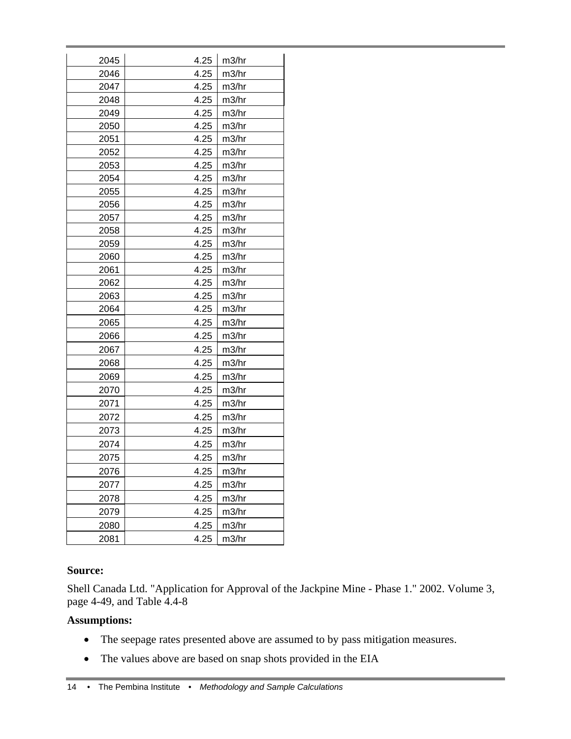| | | |
|---|---|---|
| 2045 | 4.25 | m3/hr |
| 2046 | 4.25 | m3/hr |
| 2047 | 4.25 | m3/hr |
| 2048 | 4.25 | m3/hr |
| 2049 | 4.25 | m3/hr |
| 2050 | 4.25 | m3/hr |
| 2051 | 4.25 | m3/hr |
| 2052 | 4.25 | m3/hr |
| 2053 | 4.25 | m3/hr |
| 2054 | 4.25 | m3/hr |
| 2055 | 4.25 | m3/hr |
| 2056 | 4.25 | m3/hr |
| 2057 | 4.25 | m3/hr |
| 2058 | 4.25 | m3/hr |
| 2059 | 4.25 | m3/hr |
| 2060 | 4.25 | m3/hr |
| 2061 | 4.25 | m3/hr |
| 2062 | 4.25 | m3/hr |
| 2063 | 4.25 | m3/hr |
| 2064 | 4.25 | m3/hr |
| 2065 | 4.25 | m3/hr |
| 2066 | 4.25 | m3/hr |
| 2067 | 4.25 | m3/hr |
| 2068 | 4.25 | m3/hr |
| 2069 | 4.25 | m3/hr |
| 2070 | 4.25 | m3/hr |
| 2071 | 4.25 | m3/hr |
| 2072 | 4.25 | m3/hr |
| 2073 | 4.25 | m3/hr |
| 2074 | 4.25 | m3/hr |
| 2075 | 4.25 | m3/hr |
| 2076 | 4.25 | m3/hr |
| 2077 | 4.25 | m3/hr |
| 2078 | 4.25 | m3/hr |
| 2079 | 4.25 | m3/hr |
| 2080 | 4.25 | m3/hr |
| 2081 | 4.25 | m3/hr |

**Source:**

Shell Canada Ltd. "Application for Approval of the Jackpine Mine - Phase 1." 2002. Volume 3, page 4-49, and Table 4.4-8

**Assumptions:**

- The seepage rates presented above are assumed to by pass mitigation measures.
- The values above are based on snap shots provided in the EIA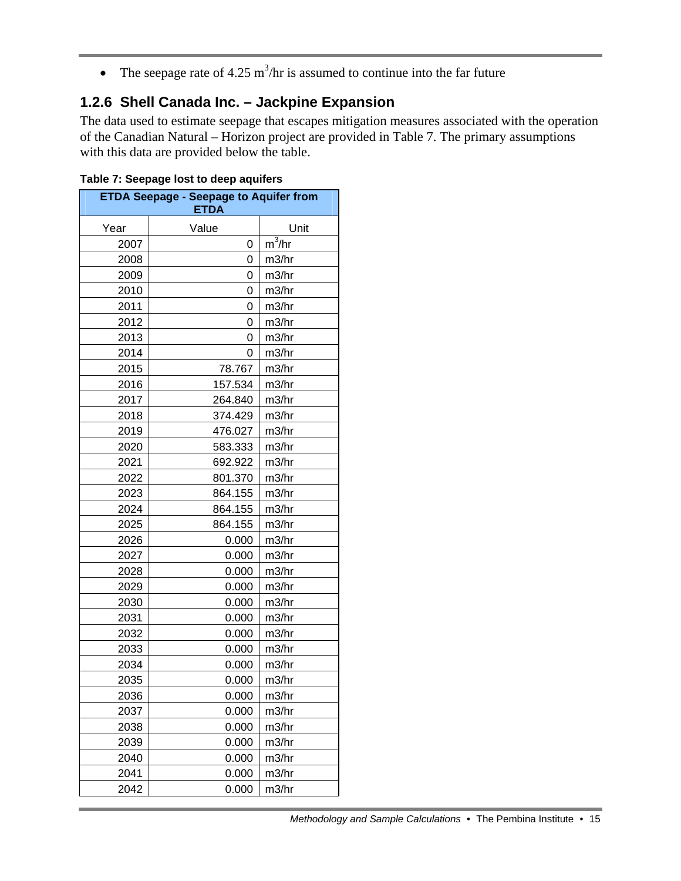- The seepage rate of 4.25 $m^3$/hr is assumed to continue into the far future

### 1.2.6 Shell Canada Inc. – Jackpine Expansion

The data used to estimate seepage that escapes mitigation measures associated with the operation of the Canadian Natural – Horizon project are provided in Table 7. The primary assumptions with this data are provided below the table.

**Table 7: Seepage lost to deep aquifers**

| ETDA Seepage - Seepage to Aquifer from ETDA | | |
|---|---|---|
| Year | Value | Unit |
| 2007 | 0 | $m^3$/hr |
| 2008 | 0 | m3/hr |
| 2009 | 0 | m3/hr |
| 2010 | 0 | m3/hr |
| 2011 | 0 | m3/hr |
| 2012 | 0 | m3/hr |
| 2013 | 0 | m3/hr |
| 2014 | 0 | m3/hr |
| 2015 | 78.767 | m3/hr |
| 2016 | 157.534 | m3/hr |
| 2017 | 264.840 | m3/hr |
| 2018 | 374.429 | m3/hr |
| 2019 | 476.027 | m3/hr |
| 2020 | 583.333 | m3/hr |
| 2021 | 692.922 | m3/hr |
| 2022 | 801.370 | m3/hr |
| 2023 | 864.155 | m3/hr |
| 2024 | 864.155 | m3/hr |
| 2025 | 864.155 | m3/hr |
| 2026 | 0.000 | m3/hr |
| 2027 | 0.000 | m3/hr |
| 2028 | 0.000 | m3/hr |
| 2029 | 0.000 | m3/hr |
| 2030 | 0.000 | m3/hr |
| 2031 | 0.000 | m3/hr |
| 2032 | 0.000 | m3/hr |
| 2033 | 0.000 | m3/hr |
| 2034 | 0.000 | m3/hr |
| 2035 | 0.000 | m3/hr |
| 2036 | 0.000 | m3/hr |
| 2037 | 0.000 | m3/hr |
| 2038 | 0.000 | m3/hr |
| 2039 | 0.000 | m3/hr |
| 2040 | 0.000 | m3/hr |
| 2041 | 0.000 | m3/hr |
| 2042 | 0.000 | m3/hr |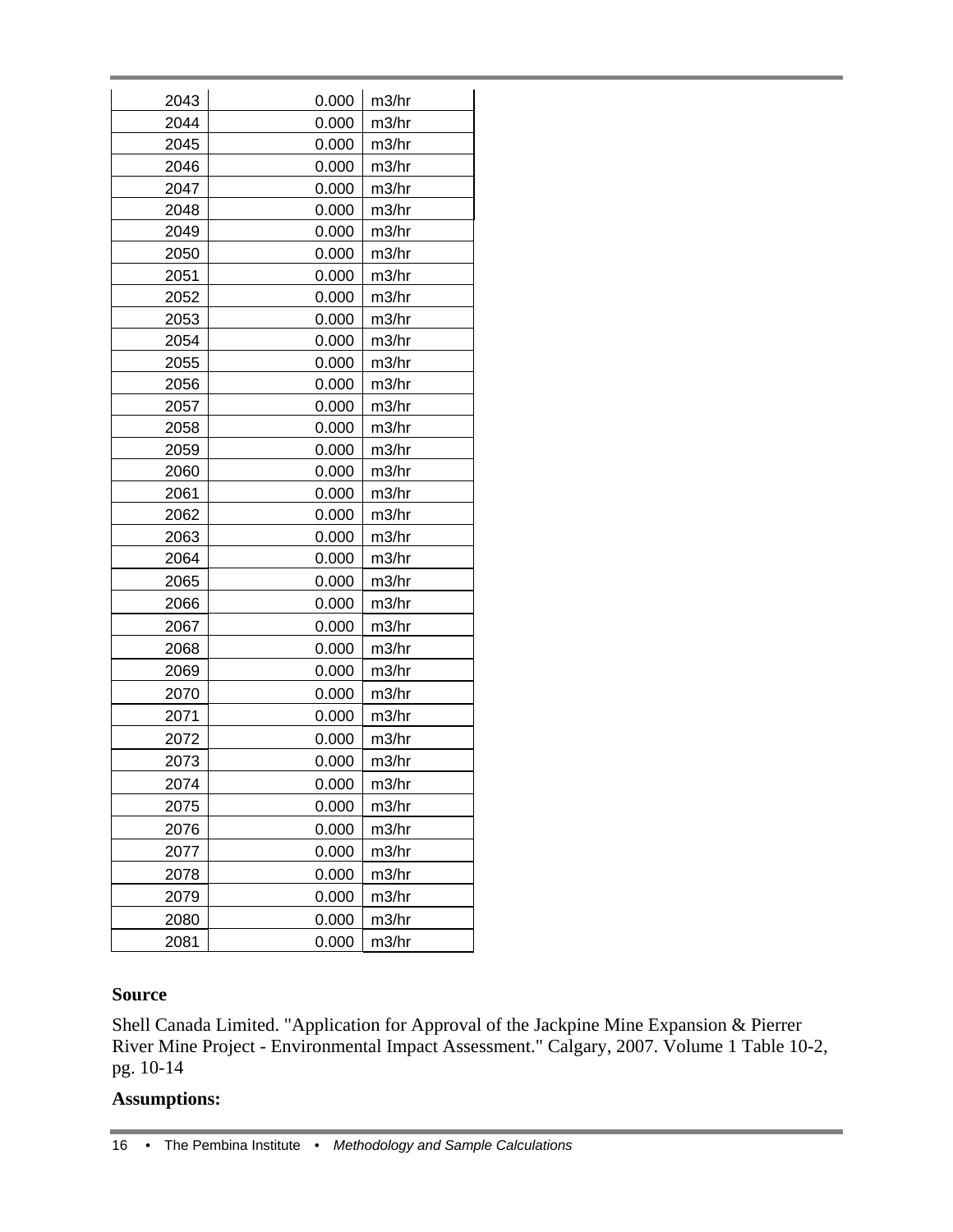| | | |
|---|---|---|
| 2043 | 0.000 | m3/hr |
| 2044 | 0.000 | m3/hr |
| 2045 | 0.000 | m3/hr |
| 2046 | 0.000 | m3/hr |
| 2047 | 0.000 | m3/hr |
| 2048 | 0.000 | m3/hr |
| 2049 | 0.000 | m3/hr |
| 2050 | 0.000 | m3/hr |
| 2051 | 0.000 | m3/hr |
| 2052 | 0.000 | m3/hr |
| 2053 | 0.000 | m3/hr |
| 2054 | 0.000 | m3/hr |
| 2055 | 0.000 | m3/hr |
| 2056 | 0.000 | m3/hr |
| 2057 | 0.000 | m3/hr |
| 2058 | 0.000 | m3/hr |
| 2059 | 0.000 | m3/hr |
| 2060 | 0.000 | m3/hr |
| 2061 | 0.000 | m3/hr |
| 2062 | 0.000 | m3/hr |
| 2063 | 0.000 | m3/hr |
| 2064 | 0.000 | m3/hr |
| 2065 | 0.000 | m3/hr |
| 2066 | 0.000 | m3/hr |
| 2067 | 0.000 | m3/hr |
| 2068 | 0.000 | m3/hr |
| 2069 | 0.000 | m3/hr |
| 2070 | 0.000 | m3/hr |
| 2071 | 0.000 | m3/hr |
| 2072 | 0.000 | m3/hr |
| 2073 | 0.000 | m3/hr |
| 2074 | 0.000 | m3/hr |
| 2075 | 0.000 | m3/hr |
| 2076 | 0.000 | m3/hr |
| 2077 | 0.000 | m3/hr |
| 2078 | 0.000 | m3/hr |
| 2079 | 0.000 | m3/hr |
| 2080 | 0.000 | m3/hr |
| 2081 | 0.000 | m3/hr |

**Source**

Shell Canada Limited. "Application for Approval of the Jackpine Mine Expansion & Pierrer River Mine Project - Environmental Impact Assessment." Calgary, 2007. Volume 1 Table 10-2, pg. 10-14

**Assumptions:**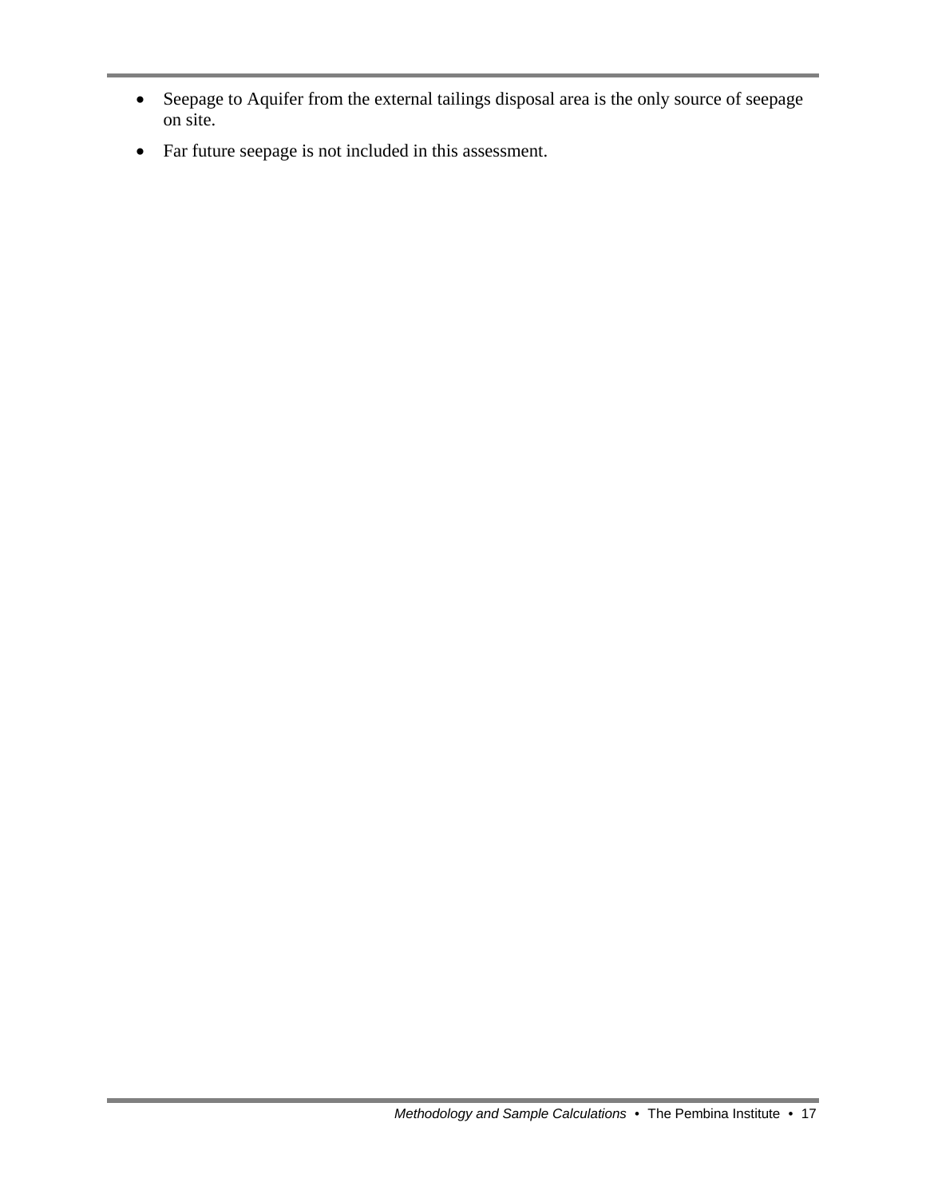- Seepage to Aquifer from the external tailings disposal area is the only source of seepage on site.
- Far future seepage is not included in this assessment.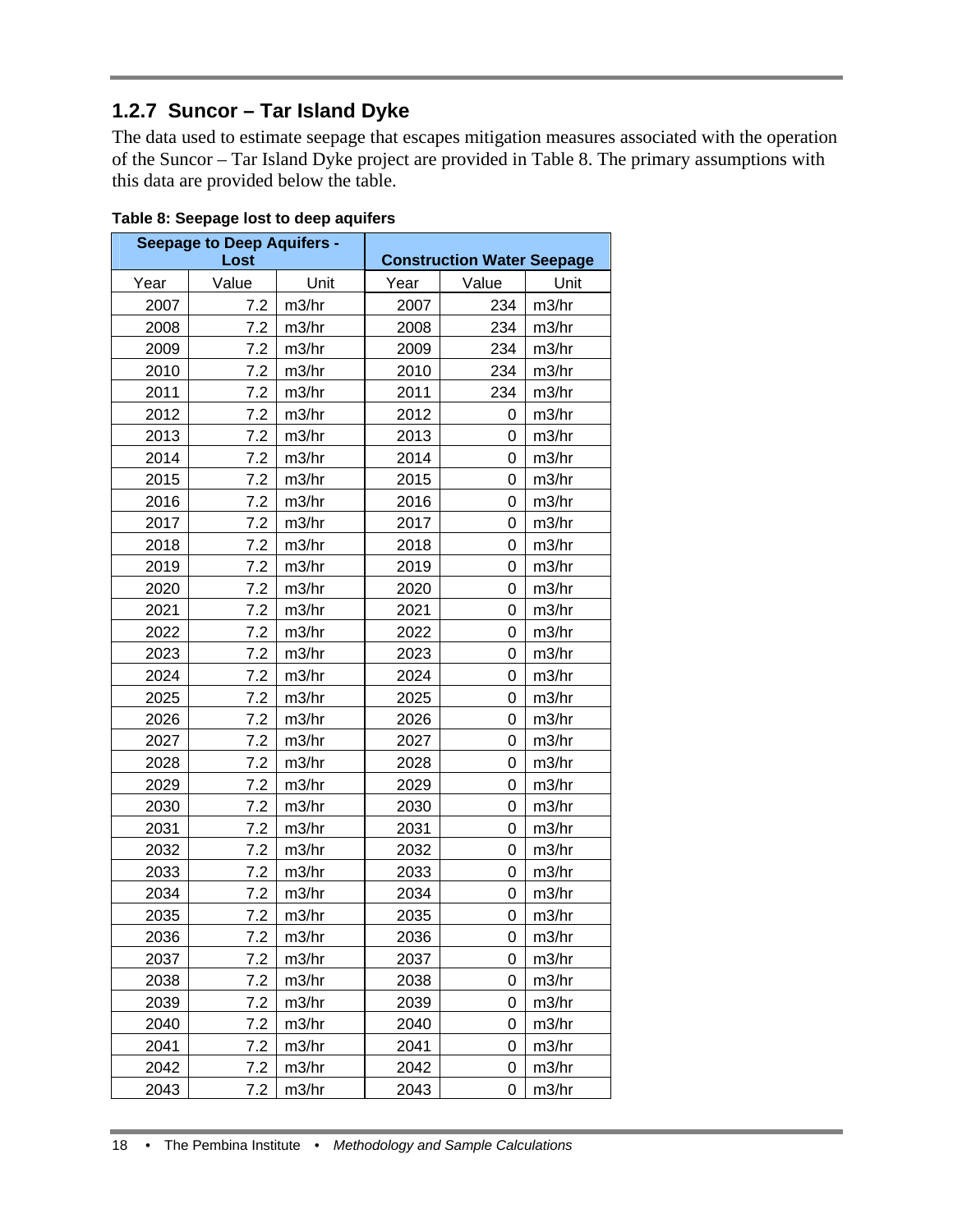### 1.2.7 Suncor – Tar Island Dyke

The data used to estimate seepage that escapes mitigation measures associated with the operation of the Suncor – Tar Island Dyke project are provided in Table 8. The primary assumptions with this data are provided below the table.

**Table 8: Seepage lost to deep aquifers**

| Seepage to Deep Aquifers - Lost | | | Construction Water Seepage | | |
|---|---|---|---|---|---|
| Year | Value | Unit | Year | Value | Unit |
| 2007 | 7.2 | m3/hr | 2007 | 234 | m3/hr |
| 2008 | 7.2 | m3/hr | 2008 | 234 | m3/hr |
| 2009 | 7.2 | m3/hr | 2009 | 234 | m3/hr |
| 2010 | 7.2 | m3/hr | 2010 | 234 | m3/hr |
| 2011 | 7.2 | m3/hr | 2011 | 234 | m3/hr |
| 2012 | 7.2 | m3/hr | 2012 | 0 | m3/hr |
| 2013 | 7.2 | m3/hr | 2013 | 0 | m3/hr |
| 2014 | 7.2 | m3/hr | 2014 | 0 | m3/hr |
| 2015 | 7.2 | m3/hr | 2015 | 0 | m3/hr |
| 2016 | 7.2 | m3/hr | 2016 | 0 | m3/hr |
| 2017 | 7.2 | m3/hr | 2017 | 0 | m3/hr |
| 2018 | 7.2 | m3/hr | 2018 | 0 | m3/hr |
| 2019 | 7.2 | m3/hr | 2019 | 0 | m3/hr |
| 2020 | 7.2 | m3/hr | 2020 | 0 | m3/hr |
| 2021 | 7.2 | m3/hr | 2021 | 0 | m3/hr |
| 2022 | 7.2 | m3/hr | 2022 | 0 | m3/hr |
| 2023 | 7.2 | m3/hr | 2023 | 0 | m3/hr |
| 2024 | 7.2 | m3/hr | 2024 | 0 | m3/hr |
| 2025 | 7.2 | m3/hr | 2025 | 0 | m3/hr |
| 2026 | 7.2 | m3/hr | 2026 | 0 | m3/hr |
| 2027 | 7.2 | m3/hr | 2027 | 0 | m3/hr |
| 2028 | 7.2 | m3/hr | 2028 | 0 | m3/hr |
| 2029 | 7.2 | m3/hr | 2029 | 0 | m3/hr |
| 2030 | 7.2 | m3/hr | 2030 | 0 | m3/hr |
| 2031 | 7.2 | m3/hr | 2031 | 0 | m3/hr |
| 2032 | 7.2 | m3/hr | 2032 | 0 | m3/hr |
| 2033 | 7.2 | m3/hr | 2033 | 0 | m3/hr |
| 2034 | 7.2 | m3/hr | 2034 | 0 | m3/hr |
| 2035 | 7.2 | m3/hr | 2035 | 0 | m3/hr |
| 2036 | 7.2 | m3/hr | 2036 | 0 | m3/hr |
| 2037 | 7.2 | m3/hr | 2037 | 0 | m3/hr |
| 2038 | 7.2 | m3/hr | 2038 | 0 | m3/hr |
| 2039 | 7.2 | m3/hr | 2039 | 0 | m3/hr |
| 2040 | 7.2 | m3/hr | 2040 | 0 | m3/hr |
| 2041 | 7.2 | m3/hr | 2041 | 0 | m3/hr |
| 2042 | 7.2 | m3/hr | 2042 | 0 | m3/hr |
| 2043 | 7.2 | m3/hr | 2043 | 0 | m3/hr |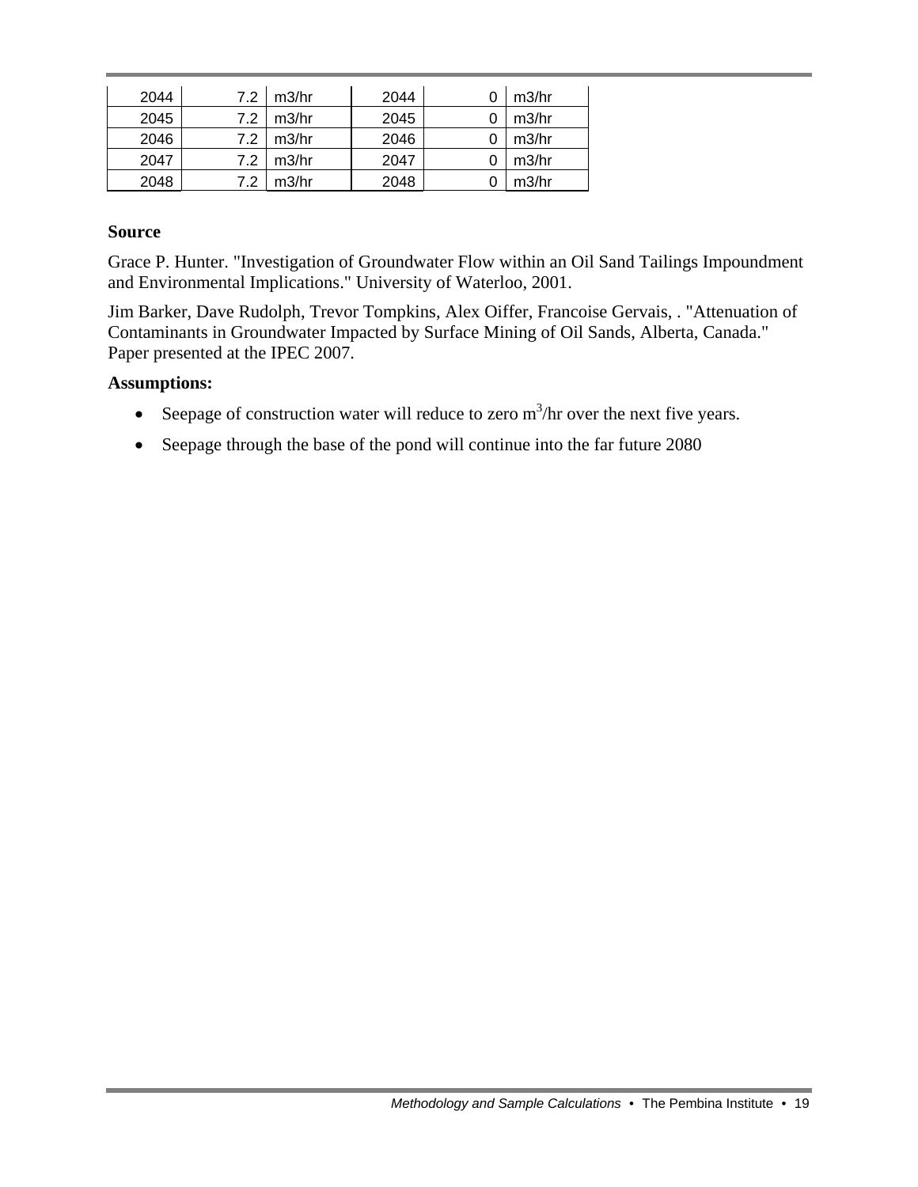| | | | | | |
|---|---|---|---|---|---|
| 2044 | 7.2 | m3/hr | 2044 | 0 | m3/hr |
| 2045 | 7.2 | m3/hr | 2045 | 0 | m3/hr |
| 2046 | 7.2 | m3/hr | 2046 | 0 | m3/hr |
| 2047 | 7.2 | m3/hr | 2047 | 0 | m3/hr |
| 2048 | 7.2 | m3/hr | 2048 | 0 | m3/hr |

**Source**

Grace P. Hunter. "Investigation of Groundwater Flow within an Oil Sand Tailings Impoundment and Environmental Implications." University of Waterloo, 2001.

Jim Barker, Dave Rudolph, Trevor Tompkins, Alex Oiffer, Francoise Gervais, . "Attenuation of Contaminants in Groundwater Impacted by Surface Mining of Oil Sands, Alberta, Canada." Paper presented at the IPEC 2007.

**Assumptions:**

- Seepage of construction water will reduce to zero $m^3$/hr over the next five years.
- Seepage through the base of the pond will continue into the far future 2080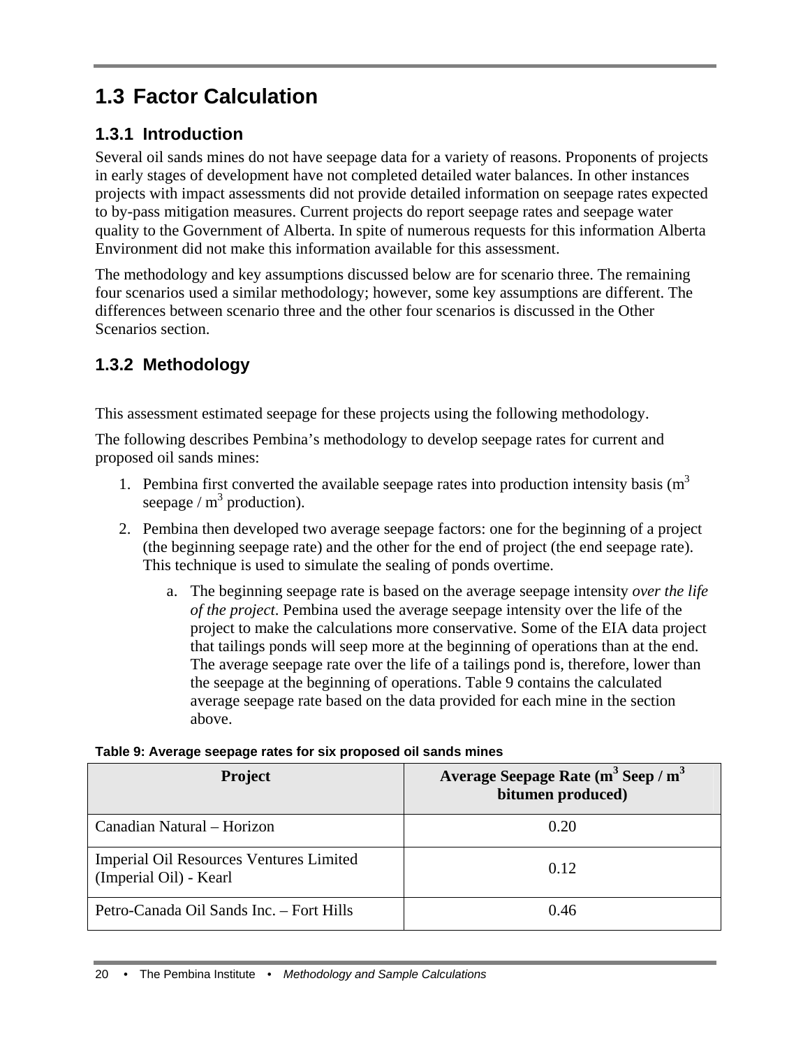## 1.3 Factor Calculation

### 1.3.1 Introduction

Several oil sands mines do not have seepage data for a variety of reasons. Proponents of projects in early stages of development have not completed detailed water balances. In other instances projects with impact assessments did not provide detailed information on seepage rates expected to by-pass mitigation measures. Current projects do report seepage rates and seepage water quality to the Government of Alberta. In spite of numerous requests for this information Alberta Environment did not make this information available for this assessment.

The methodology and key assumptions discussed below are for scenario three. The remaining four scenarios used a similar methodology; however, some key assumptions are different. The differences between scenario three and the other four scenarios is discussed in the Other Scenarios section.

### 1.3.2 Methodology

This assessment estimated seepage for these projects using the following methodology.

The following describes Pembina's methodology to develop seepage rates for current and proposed oil sands mines:

1. Pembina first converted the available seepage rates into production intensity basis ($m^3$ seepage / $m^3$ production).
2. Pembina then developed two average seepage factors: one for the beginning of a project (the beginning seepage rate) and the other for the end of project (the end seepage rate). This technique is used to simulate the sealing of ponds overtime.
    a. The beginning seepage rate is based on the average seepage intensity *over the life of the project*. Pembina used the average seepage intensity over the life of the project to make the calculations more conservative. Some of the EIA data project that tailings ponds will seep more at the beginning of operations than at the end. The average seepage rate over the life of a tailings pond is, therefore, lower than the seepage at the beginning of operations. Table 9 contains the calculated average seepage rate based on the data provided for each mine in the section above.

**Table 9: Average seepage rates for six proposed oil sands mines**

| Project | Average Seepage Rate ($m^3$ Seep / $m^3$ bitumen produced) |
|---|---|
| Canadian Natural – Horizon | 0.20 |
| Imperial Oil Resources Ventures Limited (Imperial Oil) - Kearl | 0.12 |
| Petro-Canada Oil Sands Inc. – Fort Hills | 0.46 |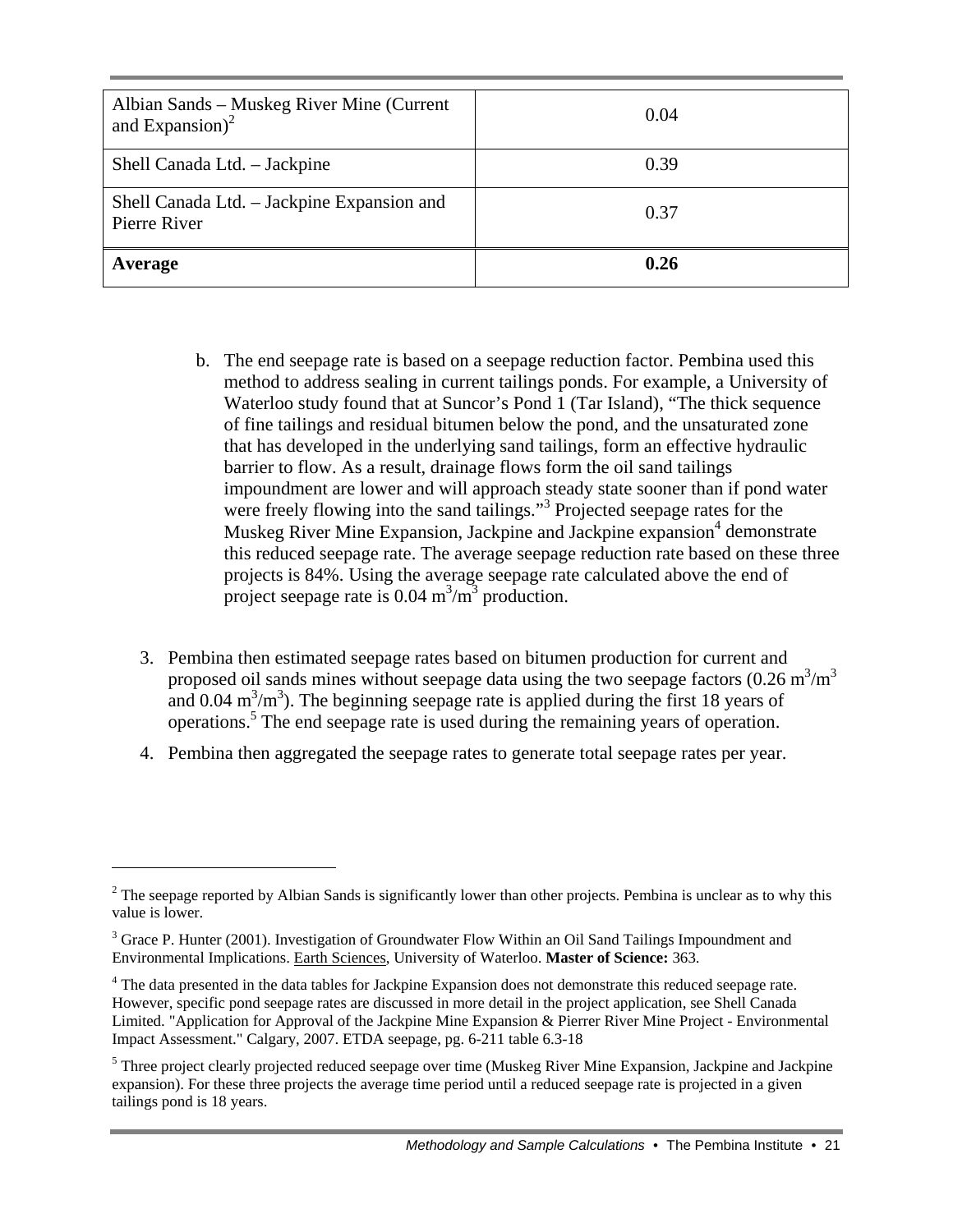| Albian Sands – Muskeg River Mine (Current and Expansion)[2] | 0.04 |
|---|---|
| Shell Canada Ltd. – Jackpine | 0.39 |
| Shell Canada Ltd. – Jackpine Expansion and Pierre River | 0.37 |
| **Average** | **0.26** |

b. The end seepage rate is based on a seepage reduction factor. Pembina used this method to address sealing in current tailings ponds. For example, a University of Waterloo study found that at Suncor's Pond 1 (Tar Island), "The thick sequence of fine tailings and residual bitumen below the pond, and the unsaturated zone that has developed in the underlying sand tailings, form an effective hydraulic barrier to flow. As a result, drainage flows form the oil sand tailings impoundment are lower and will approach steady state sooner than if pond water were freely flowing into the sand tailings."[3] Projected seepage rates for the Muskeg River Mine Expansion, Jackpine and Jackpine expansion[4] demonstrate this reduced seepage rate. The average seepage reduction rate based on these three projects is 84%. Using the average seepage rate calculated above the end of project seepage rate is 0.04 $m^3/m^3$ production.

3. Pembina then estimated seepage rates based on bitumen production for current and proposed oil sands mines without seepage data using the two seepage factors (0.26 $m^3/m^3$ and 0.04 $m^3/m^3$). The beginning seepage rate is applied during the first 18 years of operations.[5] The end seepage rate is used during the remaining years of operation.

4. Pembina then aggregated the seepage rates to generate total seepage rates per year.

---

[2] The seepage reported by Albian Sands is significantly lower than other projects. Pembina is unclear as to why this value is lower.

[3] Grace P. Hunter (2001). Investigation of Groundwater Flow Within an Oil Sand Tailings Impoundment and Environmental Implications. Earth Sciences, University of Waterloo. **Master of Science:** 363.

[4] The data presented in the data tables for Jackpine Expansion does not demonstrate this reduced seepage rate. However, specific pond seepage rates are discussed in more detail in the project application, see Shell Canada Limited. "Application for Approval of the Jackpine Mine Expansion & Pierrer River Mine Project - Environmental Impact Assessment." Calgary, 2007. ETDA seepage, pg. 6-211 table 6.3-18

[5] Three project clearly projected reduced seepage over time (Muskeg River Mine Expansion, Jackpine and Jackpine expansion). For these three projects the average time period until a reduced seepage rate is projected in a given tailings pond is 18 years.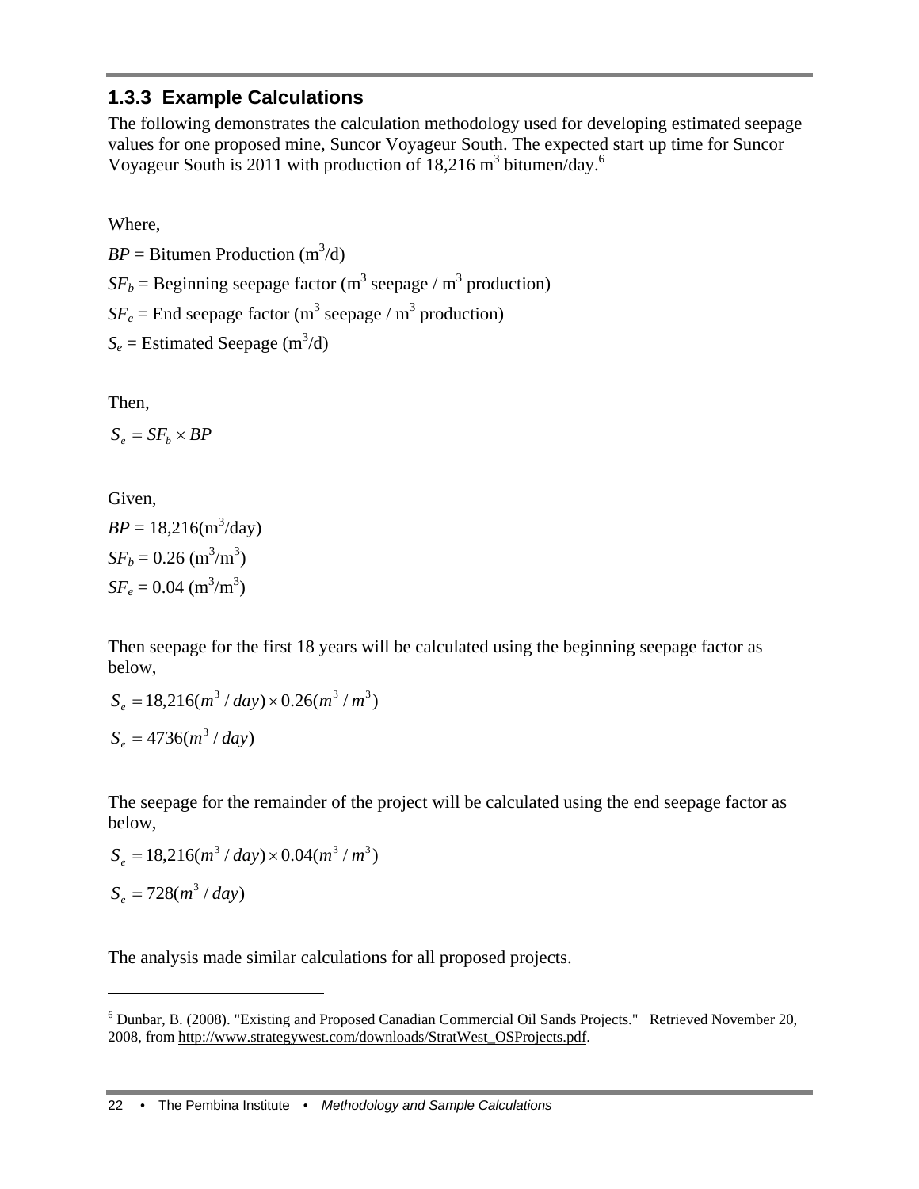### 1.3.3 Example Calculations

The following demonstrates the calculation methodology used for developing estimated seepage values for one proposed mine, Suncor Voyageur South. The expected start up time for Suncor Voyageur South is 2011 with production of 18,216 $m^3$ bitumen/day.[6]

Where,

$BP$ = Bitumen Production ($m^3$/d)

$SF_b$ = Beginning seepage factor ($m^3$ seepage / $m^3$ production)

$SF_e$ = End seepage factor ($m^3$ seepage / $m^3$ production)

$S_e$ = Estimated Seepage ($m^3$/d)

Then,

$$S_e = SF_b \times BP$$

Given,

$BP$ = 18,216($m^3$/day)

$SF_b$ = 0.26 ($m^3$/$m^3$)

$SF_e$ = 0.04 ($m^3$/$m^3$)

Then seepage for the first 18 years will be calculated using the beginning seepage factor as below,

$$S_e = 18{,}216(m^3 / day) \times 0.26(m^3 / m^3)$$

$$S_e = 4736(m^3 / day)$$

The seepage for the remainder of the project will be calculated using the end seepage factor as below,

$$S_e = 18{,}216(m^3 / day) \times 0.04(m^3 / m^3)$$

$$S_e = 728(m^3 / day)$$

The analysis made similar calculations for all proposed projects.

---

[6] Dunbar, B. (2008). "Existing and Proposed Canadian Commercial Oil Sands Projects." Retrieved November 20, 2008, from http://www.strategywest.com/downloads/StratWest_OSProjects.pdf.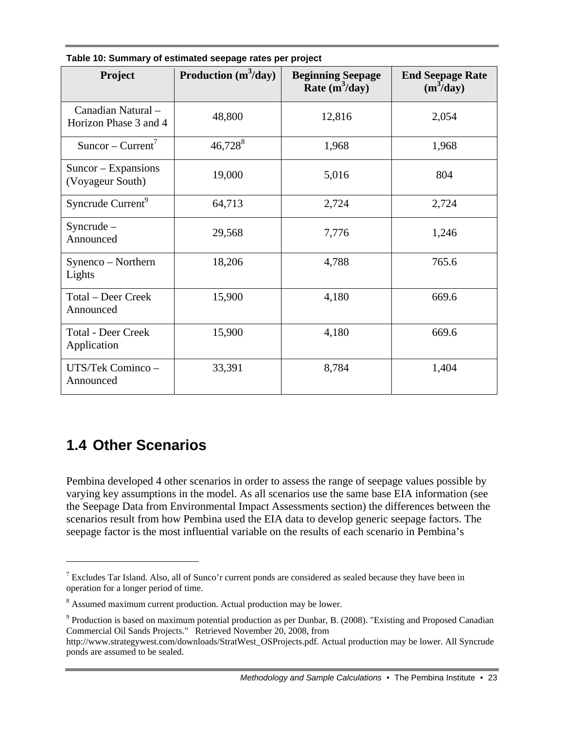**Table 10: Summary of estimated seepage rates per project**

| Project | Production ($m^3$/day) | Beginning Seepage Rate ($m^3$/day) | End Seepage Rate ($m^3$/day) |
|---|---|---|---|
| Canadian Natural – Horizon Phase 3 and 4 | 48,800 | 12,816 | 2,054 |
| Suncor – Current[7] | 46,728[8] | 1,968 | 1,968 |
| Suncor – Expansions (Voyageur South) | 19,000 | 5,016 | 804 |
| Syncrude Current[9] | 64,713 | 2,724 | 2,724 |
| Syncrude – Announced | 29,568 | 7,776 | 1,246 |
| Synenco – Northern Lights | 18,206 | 4,788 | 765.6 |
| Total – Deer Creek Announced | 15,900 | 4,180 | 669.6 |
| Total - Deer Creek Application | 15,900 | 4,180 | 669.6 |
| UTS/Tek Cominco – Announced | 33,391 | 8,784 | 1,404 |

## 1.4 Other Scenarios

Pembina developed 4 other scenarios in order to assess the range of seepage values possible by varying key assumptions in the model. As all scenarios use the same base EIA information (see the Seepage Data from Environmental Impact Assessments section) the differences between the scenarios result from how Pembina used the EIA data to develop generic seepage factors. The seepage factor is the most influential variable on the results of each scenario in Pembina's

---

[7] Excludes Tar Island. Also, all of Sunco'r current ponds are considered as sealed because they have been in operation for a longer period of time.

[8] Assumed maximum current production. Actual production may be lower.

[9] Production is based on maximum potential production as per Dunbar, B. (2008). "Existing and Proposed Canadian Commercial Oil Sands Projects." Retrieved November 20, 2008, from http://www.strategywest.com/downloads/StratWest_OSProjects.pdf. Actual production may be lower. All Syncrude ponds are assumed to be sealed.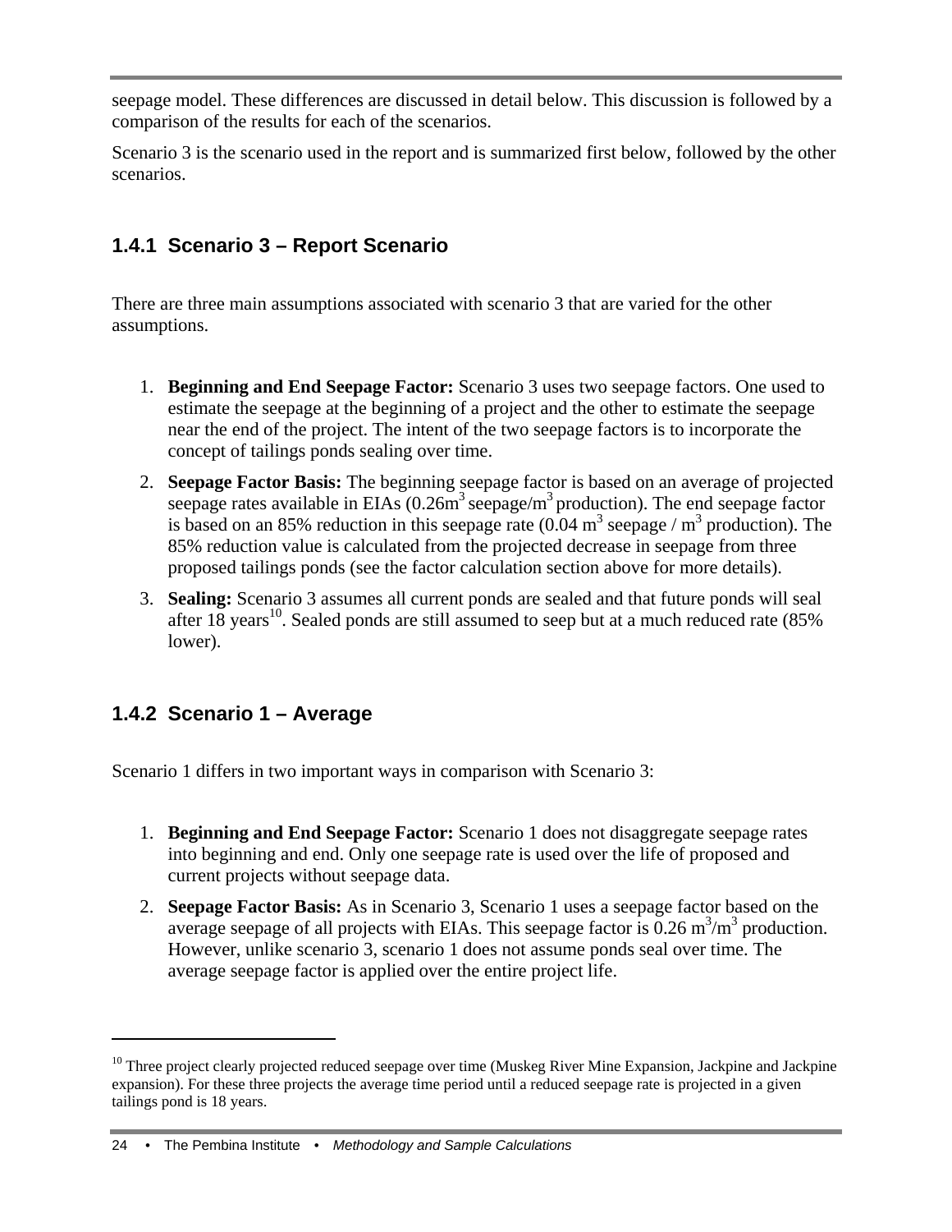seepage model. These differences are discussed in detail below. This discussion is followed by a comparison of the results for each of the scenarios.

Scenario 3 is the scenario used in the report and is summarized first below, followed by the other scenarios.

### 1.4.1 Scenario 3 – Report Scenario

There are three main assumptions associated with scenario 3 that are varied for the other assumptions.

1. **Beginning and End Seepage Factor:** Scenario 3 uses two seepage factors. One used to estimate the seepage at the beginning of a project and the other to estimate the seepage near the end of the project. The intent of the two seepage factors is to incorporate the concept of tailings ponds sealing over time.
2. **Seepage Factor Basis:** The beginning seepage factor is based on an average of projected seepage rates available in EIAs (0.26$m^3$ seepage/$m^3$ production). The end seepage factor is based on an 85% reduction in this seepage rate (0.04 $m^3$ seepage / $m^3$ production). The 85% reduction value is calculated from the projected decrease in seepage from three proposed tailings ponds (see the factor calculation section above for more details).
3. **Sealing:** Scenario 3 assumes all current ponds are sealed and that future ponds will seal after 18 years[10]. Sealed ponds are still assumed to seep but at a much reduced rate (85% lower).

### 1.4.2 Scenario 1 – Average

Scenario 1 differs in two important ways in comparison with Scenario 3:

1. **Beginning and End Seepage Factor:** Scenario 1 does not disaggregate seepage rates into beginning and end. Only one seepage rate is used over the life of proposed and current projects without seepage data.
2. **Seepage Factor Basis:** As in Scenario 3, Scenario 1 uses a seepage factor based on the average seepage of all projects with EIAs. This seepage factor is 0.26 $m^3/m^3$ production. However, unlike scenario 3, scenario 1 does not assume ponds seal over time. The average seepage factor is applied over the entire project life.

---

[10] Three project clearly projected reduced seepage over time (Muskeg River Mine Expansion, Jackpine and Jackpine expansion). For these three projects the average time period until a reduced seepage rate is projected in a given tailings pond is 18 years.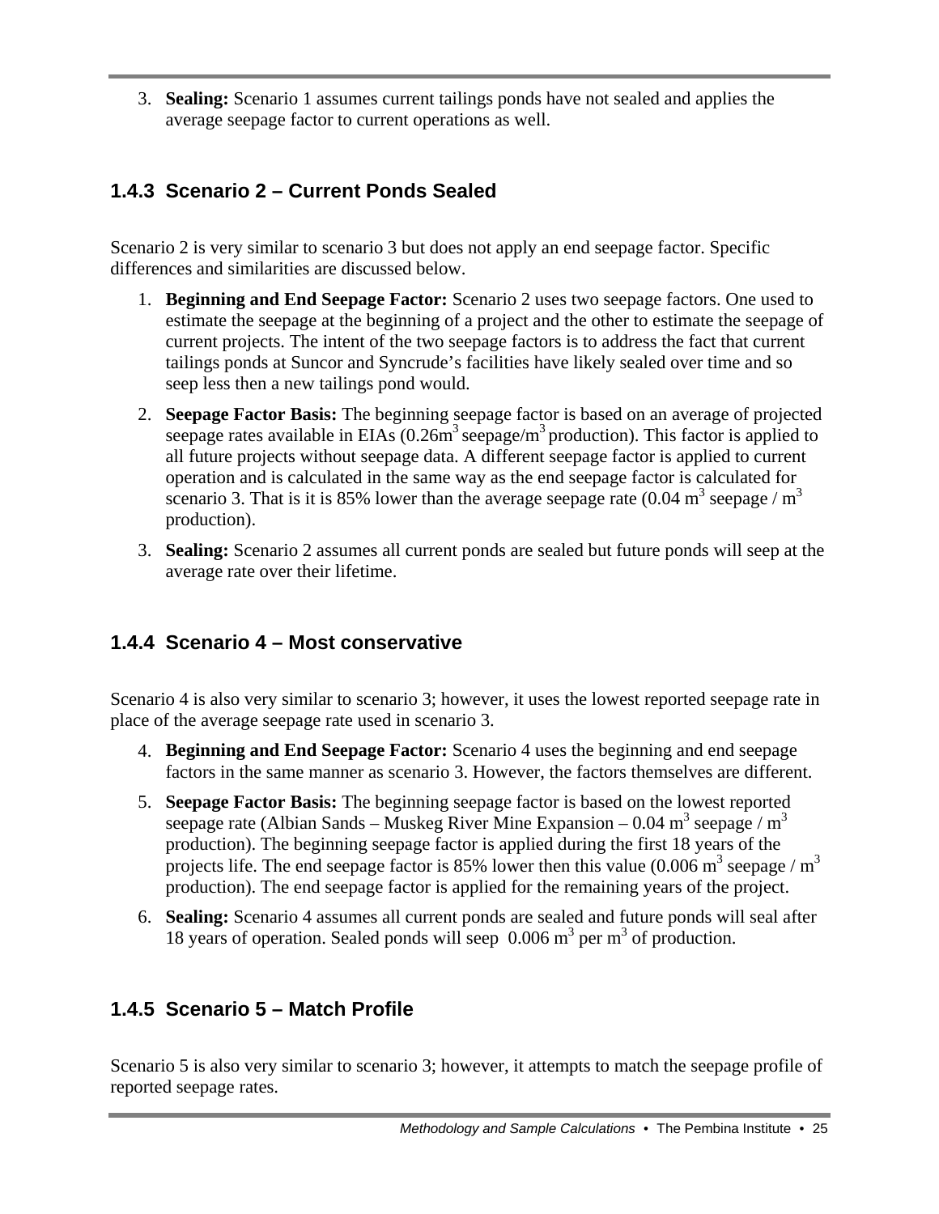3. **Sealing:** Scenario 1 assumes current tailings ponds have not sealed and applies the average seepage factor to current operations as well.

### 1.4.3 Scenario 2 – Current Ponds Sealed

Scenario 2 is very similar to scenario 3 but does not apply an end seepage factor. Specific differences and similarities are discussed below.

1. **Beginning and End Seepage Factor:** Scenario 2 uses two seepage factors. One used to estimate the seepage at the beginning of a project and the other to estimate the seepage of current projects. The intent of the two seepage factors is to address the fact that current tailings ponds at Suncor and Syncrude's facilities have likely sealed over time and so seep less then a new tailings pond would.
2. **Seepage Factor Basis:** The beginning seepage factor is based on an average of projected seepage rates available in EIAs (0.26$m^3$ seepage/$m^3$ production). This factor is applied to all future projects without seepage data. A different seepage factor is applied to current operation and is calculated in the same way as the end seepage factor is calculated for scenario 3. That is it is 85% lower than the average seepage rate (0.04 $m^3$ seepage / $m^3$ production).
3. **Sealing:** Scenario 2 assumes all current ponds are sealed but future ponds will seep at the average rate over their lifetime.

### 1.4.4 Scenario 4 – Most conservative

Scenario 4 is also very similar to scenario 3; however, it uses the lowest reported seepage rate in place of the average seepage rate used in scenario 3.

4. **Beginning and End Seepage Factor:** Scenario 4 uses the beginning and end seepage factors in the same manner as scenario 3. However, the factors themselves are different.
5. **Seepage Factor Basis:** The beginning seepage factor is based on the lowest reported seepage rate (Albian Sands – Muskeg River Mine Expansion – 0.04 $m^3$ seepage / $m^3$ production). The beginning seepage factor is applied during the first 18 years of the projects life. The end seepage factor is 85% lower then this value (0.006 $m^3$ seepage / $m^3$ production). The end seepage factor is applied for the remaining years of the project.
6. **Sealing:** Scenario 4 assumes all current ponds are sealed and future ponds will seal after 18 years of operation. Sealed ponds will seep 0.006 $m^3$ per $m^3$ of production.

### 1.4.5 Scenario 5 – Match Profile

Scenario 5 is also very similar to scenario 3; however, it attempts to match the seepage profile of reported seepage rates.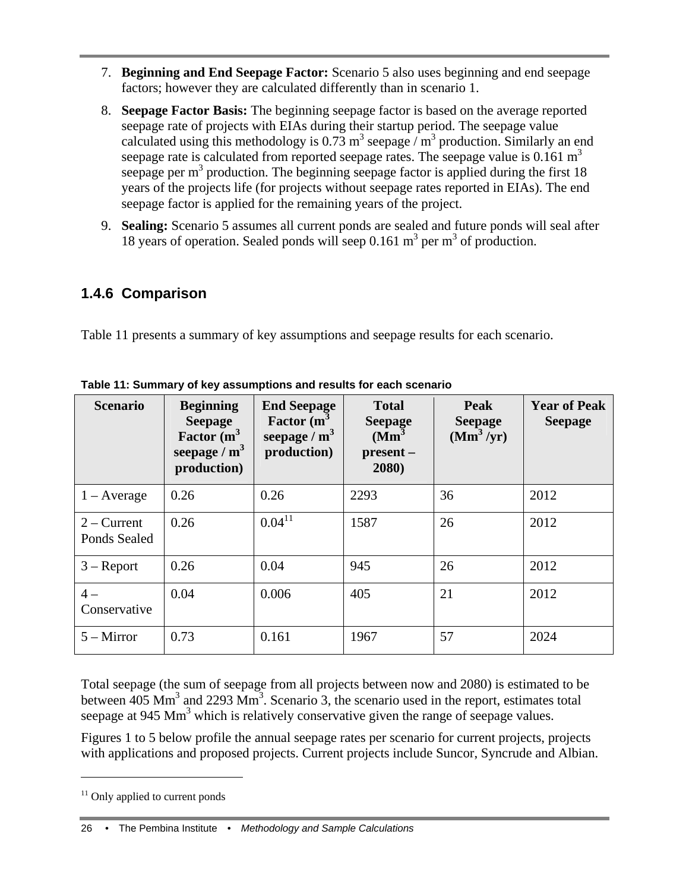7. **Beginning and End Seepage Factor:** Scenario 5 also uses beginning and end seepage factors; however they are calculated differently than in scenario 1.
8. **Seepage Factor Basis:** The beginning seepage factor is based on the average reported seepage rate of projects with EIAs during their startup period. The seepage value calculated using this methodology is 0.73 $m^3$ seepage / $m^3$ production. Similarly an end seepage rate is calculated from reported seepage rates. The seepage value is 0.161 $m^3$ seepage per $m^3$ production. The beginning seepage factor is applied during the first 18 years of the projects life (for projects without seepage rates reported in EIAs). The end seepage factor is applied for the remaining years of the project.
9. **Sealing:** Scenario 5 assumes all current ponds are sealed and future ponds will seal after 18 years of operation. Sealed ponds will seep 0.161 $m^3$ per $m^3$ of production.

### 1.4.6 Comparison

Table 11 presents a summary of key assumptions and seepage results for each scenario.

**Table 11: Summary of key assumptions and results for each scenario**

| Scenario | Beginning Seepage Factor ($m^3$ seepage / $m^3$ production) | End Seepage Factor ($m^3$ seepage / $m^3$ production) | Total Seepage ($Mm^3$ present – 2080) | Peak Seepage ($Mm^3$ /yr) | Year of Peak Seepage |
|---|---|---|---|---|---|
| 1 – Average | 0.26 | 0.26 | 2293 | 36 | 2012 |
| 2 – Current Ponds Sealed | 0.26 | 0.04[11] | 1587 | 26 | 2012 |
| 3 – Report | 0.26 | 0.04 | 945 | 26 | 2012 |
| 4 – Conservative | 0.04 | 0.006 | 405 | 21 | 2012 |
| 5 – Mirror | 0.73 | 0.161 | 1967 | 57 | 2024 |

Total seepage (the sum of seepage from all projects between now and 2080) is estimated to be between 405 $Mm^3$ and 2293 $Mm^3$. Scenario 3, the scenario used in the report, estimates total seepage at 945 $Mm^3$ which is relatively conservative given the range of seepage values.

Figures 1 to 5 below profile the annual seepage rates per scenario for current projects, projects with applications and proposed projects. Current projects include Suncor, Syncrude and Albian.

[11] Only applied to current ponds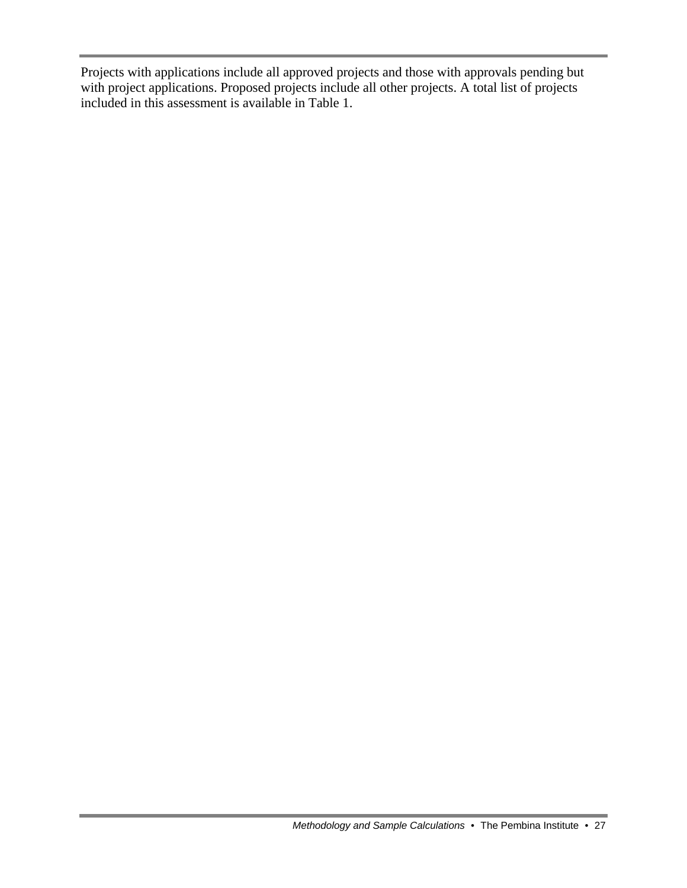Projects with applications include all approved projects and those with approvals pending but with project applications. Proposed projects include all other projects. A total list of projects included in this assessment is available in Table 1.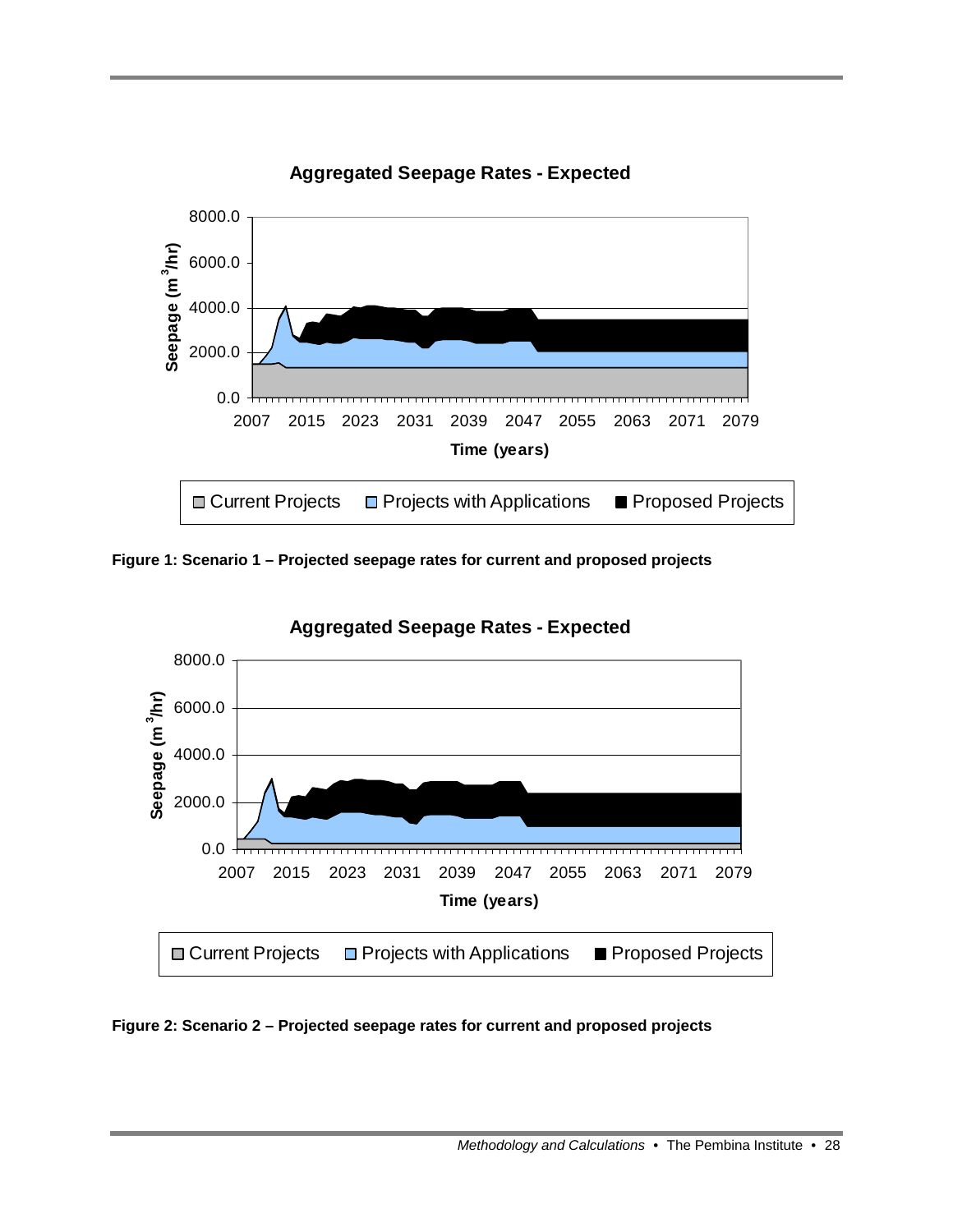Figure 1: Scenario 1 – Projected seepage rates for current and proposed projects

Figure 2: Scenario 2 – Projected seepage rates for current and proposed projects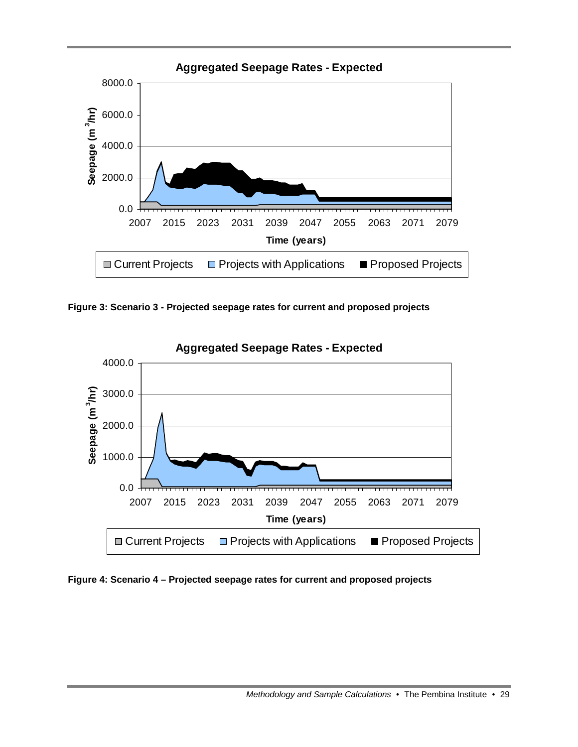Figure 3: Scenario 3 - Projected seepage rates for current and proposed projects

Figure 4: Scenario 4 – Projected seepage rates for current and proposed projects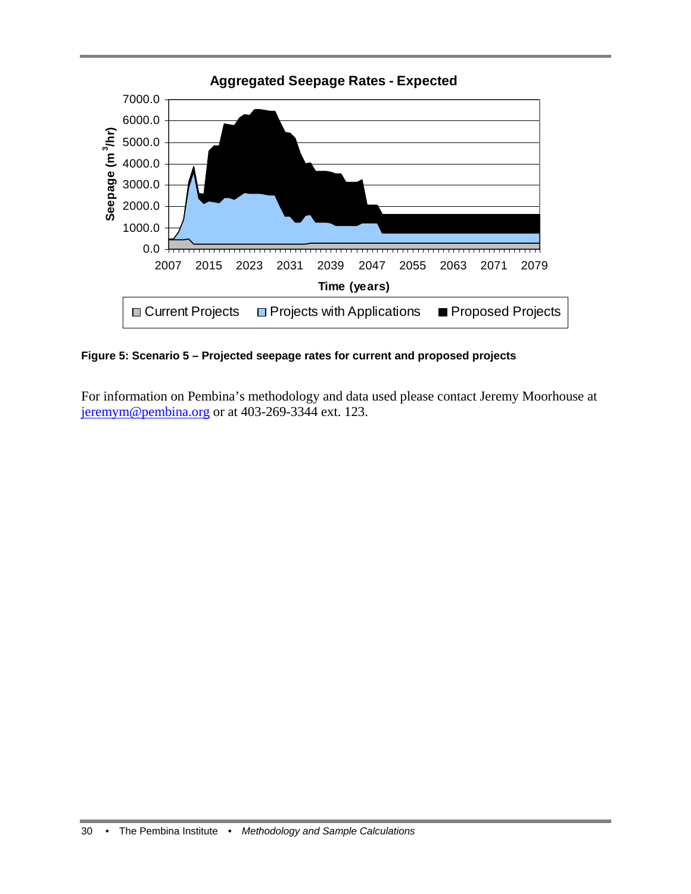**Figure 5: Scenario 5 – Projected seepage rates for current and proposed projects**

For information on Pembina's methodology and data used please contact Jeremy Moorhouse at [jeremym@pembina.org](mailto:jeremym@pembina.org) or at 403-269-3344 ext. 123.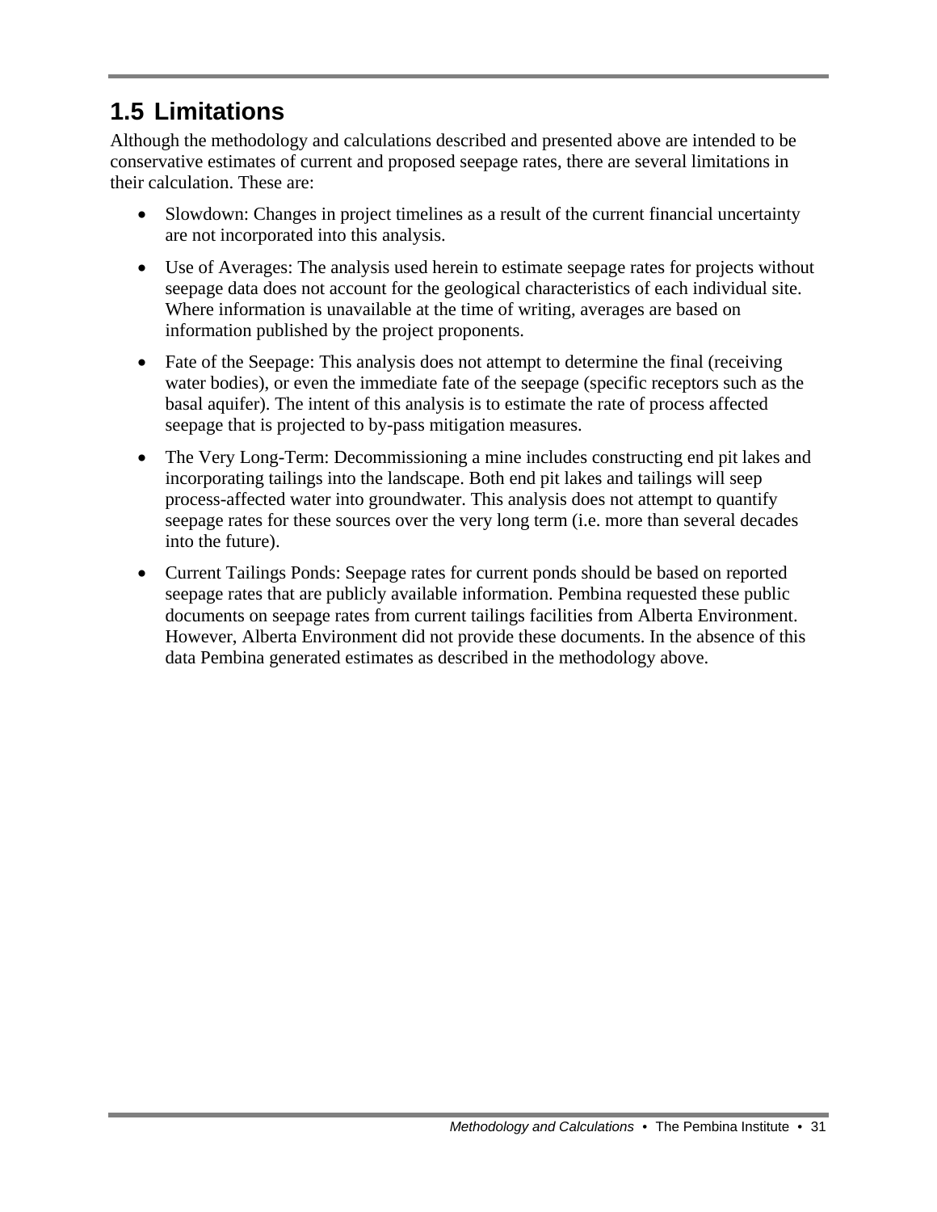## 1.5 Limitations

Although the methodology and calculations described and presented above are intended to be conservative estimates of current and proposed seepage rates, there are several limitations in their calculation. These are:

- Slowdown: Changes in project timelines as a result of the current financial uncertainty are not incorporated into this analysis.
- Use of Averages: The analysis used herein to estimate seepage rates for projects without seepage data does not account for the geological characteristics of each individual site. Where information is unavailable at the time of writing, averages are based on information published by the project proponents.
- Fate of the Seepage: This analysis does not attempt to determine the final (receiving water bodies), or even the immediate fate of the seepage (specific receptors such as the basal aquifer). The intent of this analysis is to estimate the rate of process affected seepage that is projected to by-pass mitigation measures.
- The Very Long-Term: Decommissioning a mine includes constructing end pit lakes and incorporating tailings into the landscape. Both end pit lakes and tailings will seep process-affected water into groundwater. This analysis does not attempt to quantify seepage rates for these sources over the very long term (i.e. more than several decades into the future).
- Current Tailings Ponds: Seepage rates for current ponds should be based on reported seepage rates that are publicly available information. Pembina requested these public documents on seepage rates from current tailings facilities from Alberta Environment. However, Alberta Environment did not provide these documents. In the absence of this data Pembina generated estimates as described in the methodology above.